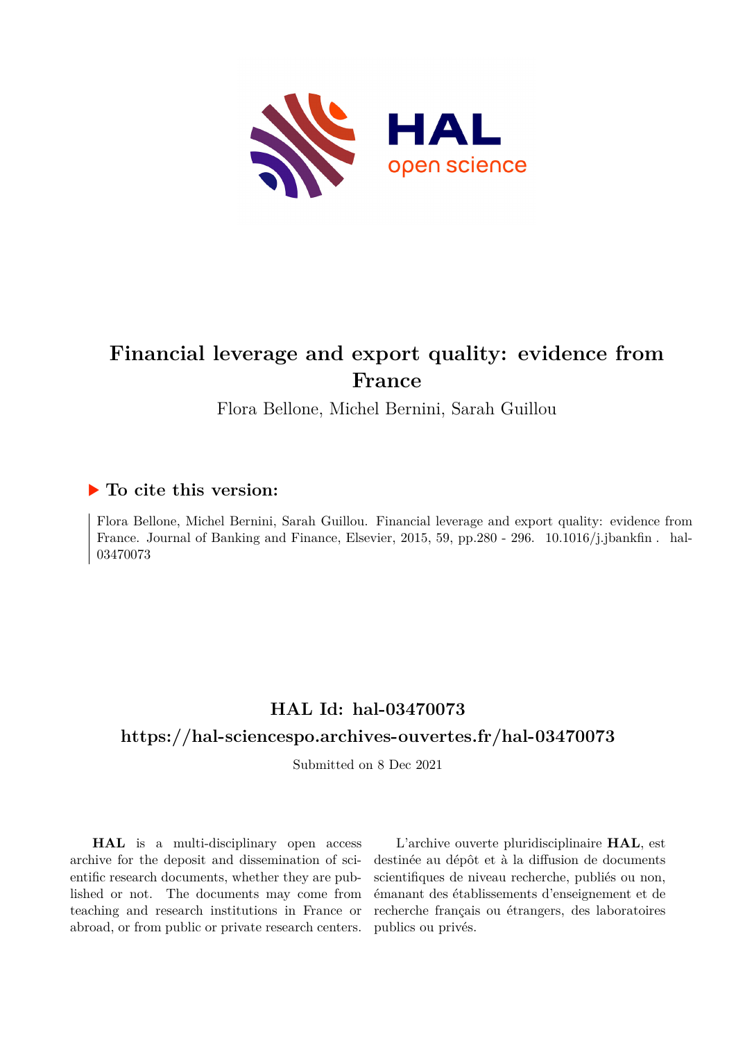# Financial leverage and export quality: evidence from France

Flora Bellone, Michel Bernini, Sarah Guillou

## ▶ To cite this version:

Flora Bellone, Michel Bernini, Sarah Guillou. Financial leverage and export quality: evidence from France. Journal of Banking and Finance, Elsevier, 2015, 59, pp.280 - 296. 10.1016/j.jbankfin . hal-03470073

## HAL Id: hal-03470073

## https://hal-sciencespo.archives-ouvertes.fr/hal-03470073

Submitted on 8 Dec 2021

**HAL** is a multi-disciplinary open access archive for the deposit and dissemination of scientific research documents, whether they are published or not. The documents may come from teaching and research institutions in France or abroad, or from public or private research centers.

L'archive ouverte pluridisciplinaire **HAL**, est destinée au dépôt et à la diffusion de documents scientifiques de niveau recherche, publiés ou non, émanant des établissements d'enseignement et de recherche français ou étrangers, des laboratoires publics ou privés.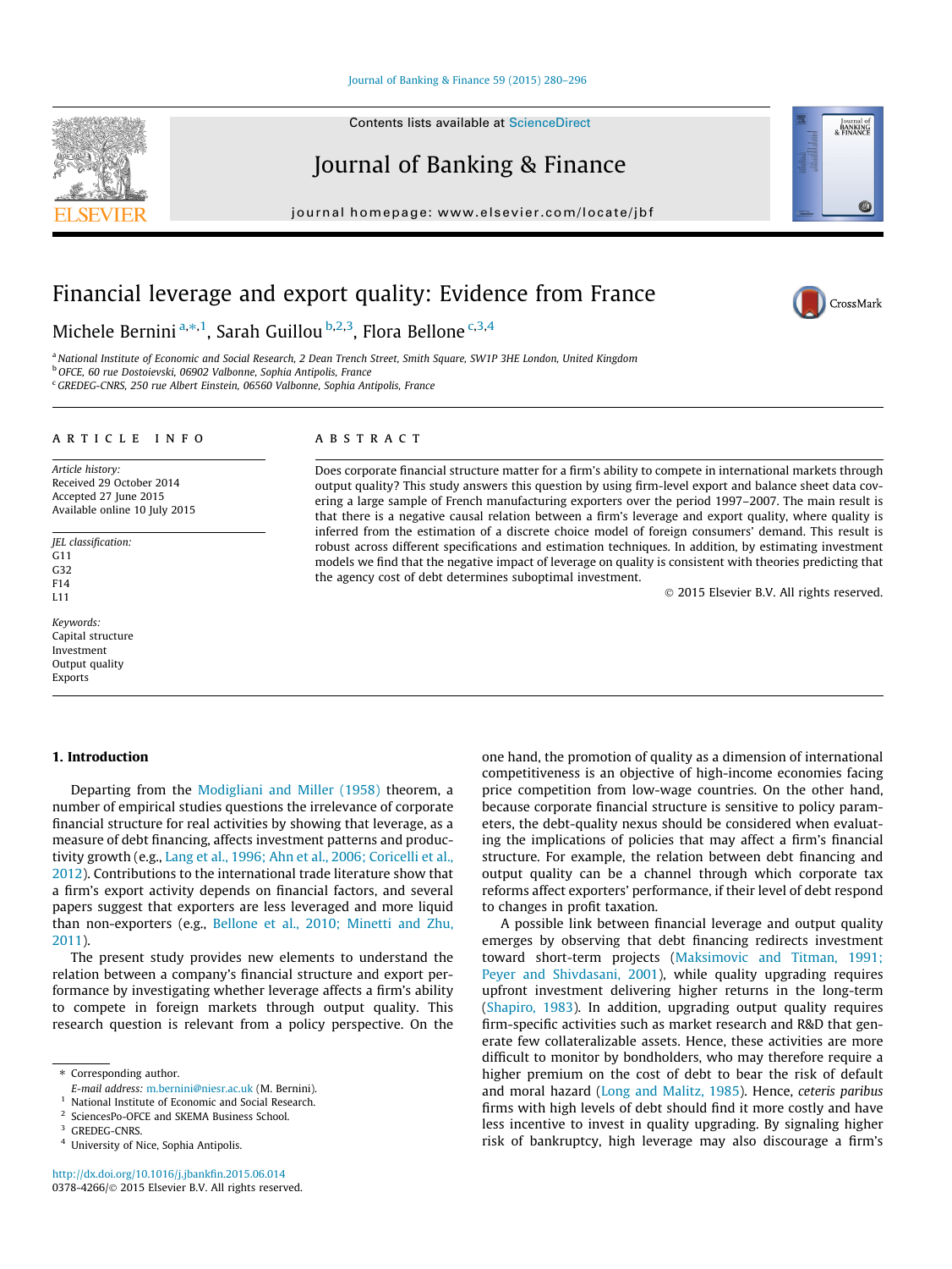# Financial leverage and export quality: Evidence from France

Michele Bernini [a,*,1], Sarah Guillou [b,2,3], Flora Bellone [c,3,4]

[a] National Institute of Economic and Social Research, 2 Dean Trench Street, Smith Square, SW1P 3HE London, United Kingdom
[b] OFCE, 60 rue Dostoievski, 06902 Valbonne, Sophia Antipolis, France
[c] GREDEG-CNRS, 250 rue Albert Einstein, 06560 Valbonne, Sophia Antipolis, France

## ARTICLE INFO

*Article history:*
Received 29 October 2014
Accepted 27 June 2015
Available online 10 July 2015

*JEL classification:*
G11
G32
F14
L11

*Keywords:*
Capital structure
Investment
Output quality
Exports

## ABSTRACT

Does corporate financial structure matter for a firm's ability to compete in international markets through output quality? This study answers this question by using firm-level export and balance sheet data covering a large sample of French manufacturing exporters over the period 1997–2007. The main result is that there is a negative causal relation between a firm's leverage and export quality, where quality is inferred from the estimation of a discrete choice model of foreign consumers' demand. This result is robust across different specifications and estimation techniques. In addition, by estimating investment models we find that the negative impact of leverage on quality is consistent with theories predicting that the agency cost of debt determines suboptimal investment.

© 2015 Elsevier B.V. All rights reserved.

## 1. Introduction

Departing from the Modigliani and Miller (1958) theorem, a number of empirical studies questions the irrelevance of corporate financial structure for real activities by showing that leverage, as a measure of debt financing, affects investment patterns and productivity growth (e.g., Lang et al., 1996; Ahn et al., 2006; Coricelli et al., 2012). Contributions to the international trade literature show that a firm's export activity depends on financial factors, and several papers suggest that exporters are less leveraged and more liquid than non-exporters (e.g., Bellone et al., 2010; Minetti and Zhu, 2011).

The present study provides new elements to understand the relation between a company's financial structure and export performance by investigating whether leverage affects a firm's ability to compete in foreign markets through output quality. This research question is relevant from a policy perspective. On the one hand, the promotion of quality as a dimension of international competitiveness is an objective of high-income economies facing price competition from low-wage countries. On the other hand, because corporate financial structure is sensitive to policy parameters, the debt-quality nexus should be considered when evaluating the implications of policies that may affect a firm's financial structure. For example, the relation between debt financing and output quality can be a channel through which corporate tax reforms affect exporters' performance, if their level of debt respond to changes in profit taxation.

A possible link between financial leverage and output quality emerges by observing that debt financing redirects investment toward short-term projects (Maksimovic and Titman, 1991; Peyer and Shivdasani, 2001), while quality upgrading requires upfront investment delivering higher returns in the long-term (Shapiro, 1983). In addition, upgrading output quality requires firm-specific activities such as market research and R&D that generate few collateralizable assets. Hence, these activities are more difficult to monitor by bondholders, who may therefore require a higher premium on the cost of debt to bear the risk of default and moral hazard (Long and Malitz, 1985). Hence, *ceteris paribus* firms with high levels of debt should find it more costly and have less incentive to invest in quality upgrading. By signaling higher risk of bankruptcy, high leverage may also discourage a firm's

---

* Corresponding author.
E-mail address: m.bernini@niesr.ac.uk (M. Bernini).
[1] National Institute of Economic and Social Research.
[2] SciencesPo-OFCE and SKEMA Business School.
[3] GREDEG-CNRS.
[4] University of Nice, Sophia Antipolis.

http://dx.doi.org/10.1016/j.jbankfin.2015.06.014
0378-4266/© 2015 Elsevier B.V. All rights reserved.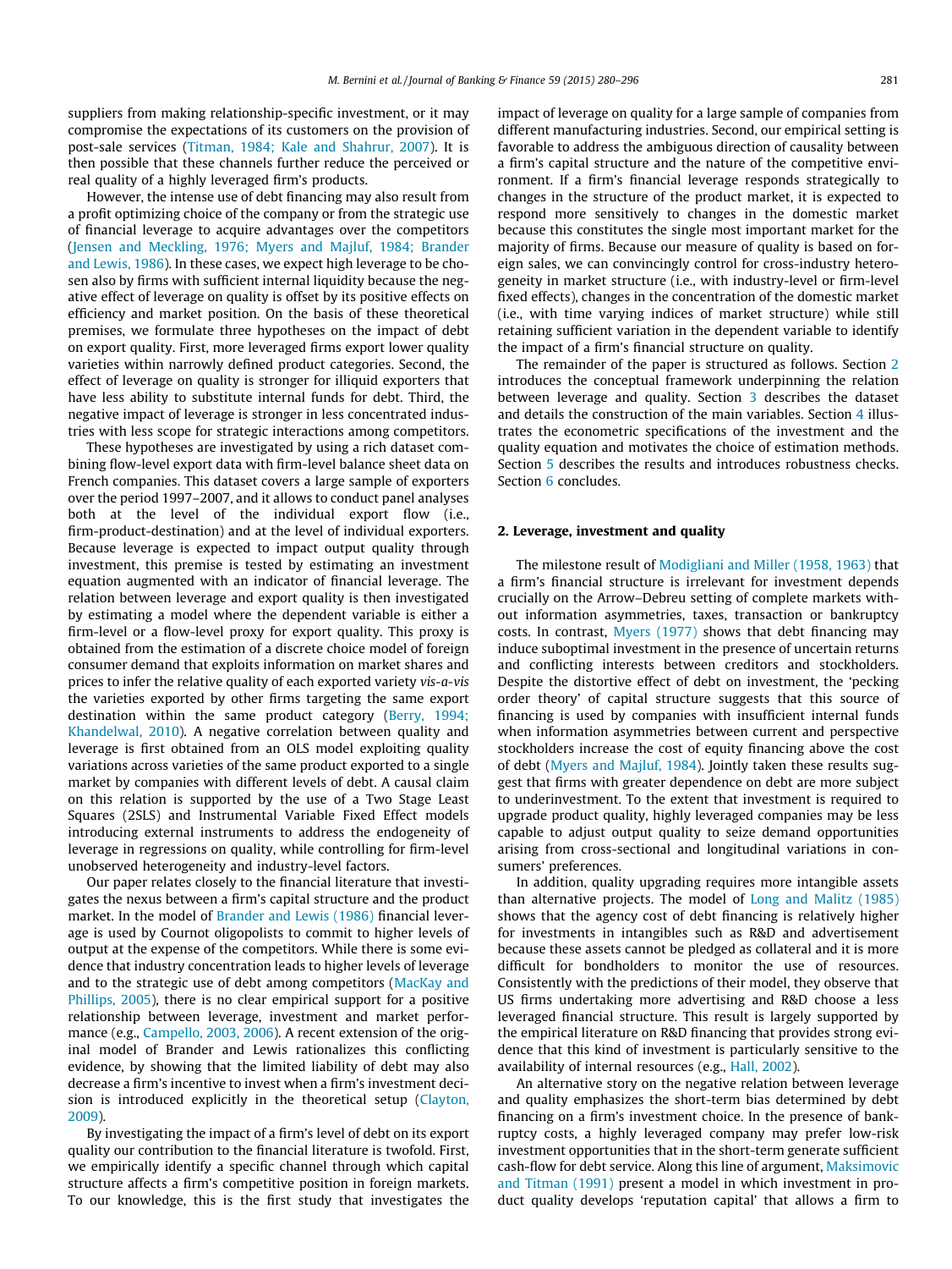suppliers from making relationship-specific investment, or it may compromise the expectations of its customers on the provision of post-sale services (Titman, 1984; Kale and Shahrur, 2007). It is then possible that these channels further reduce the perceived or real quality of a highly leveraged firm's products.

However, the intense use of debt financing may also result from a profit optimizing choice of the company or from the strategic use of financial leverage to acquire advantages over the competitors (Jensen and Meckling, 1976; Myers and Majluf, 1984; Brander and Lewis, 1986). In these cases, we expect high leverage to be chosen also by firms with sufficient internal liquidity because the negative effect of leverage on quality is offset by its positive effects on efficiency and market position. On the basis of these theoretical premises, we formulate three hypotheses on the impact of debt on export quality. First, more leveraged firms export lower quality varieties within narrowly defined product categories. Second, the effect of leverage on quality is stronger for illiquid exporters that have less ability to substitute internal funds for debt. Third, the negative impact of leverage is stronger in less concentrated industries with less scope for strategic interactions among competitors.

These hypotheses are investigated by using a rich dataset combining flow-level export data with firm-level balance sheet data on French companies. This dataset covers a large sample of exporters over the period 1997–2007, and it allows to conduct panel analyses both at the level of the individual export flow (i.e., firm-product-destination) and at the level of individual exporters. Because leverage is expected to impact output quality through investment, this premise is tested by estimating an investment equation augmented with an indicator of financial leverage. The relation between leverage and export quality is then investigated by estimating a model where the dependent variable is either a firm-level or a flow-level proxy for export quality. This proxy is obtained from the estimation of a discrete choice model of foreign consumer demand that exploits information on market shares and prices to infer the relative quality of each exported variety *vis-a-vis* the varieties exported by other firms targeting the same export destination within the same product category (Berry, 1994; Khandelwal, 2010). A negative correlation between quality and leverage is first obtained from an OLS model exploiting quality variations across varieties of the same product exported to a single market by companies with different levels of debt. A causal claim on this relation is supported by the use of a Two Stage Least Squares (2SLS) and Instrumental Variable Fixed Effect models introducing external instruments to address the endogeneity of leverage in regressions on quality, while controlling for firm-level unobserved heterogeneity and industry-level factors.

Our paper relates closely to the financial literature that investigates the nexus between a firm's capital structure and the product market. In the model of Brander and Lewis (1986) financial leverage is used by Cournot oligopolists to commit to higher levels of output at the expense of the competitors. While there is some evidence that industry concentration leads to higher levels of leverage and to the strategic use of debt among competitors (MacKay and Phillips, 2005), there is no clear empirical support for a positive relationship between leverage, investment and market performance (e.g., Campello, 2003, 2006). A recent extension of the original model of Brander and Lewis rationalizes this conflicting evidence, by showing that the limited liability of debt may also decrease a firm's incentive to invest when a firm's investment decision is introduced explicitly in the theoretical setup (Clayton, 2009).

By investigating the impact of a firm's level of debt on its export quality our contribution to the financial literature is twofold. First, we empirically identify a specific channel through which capital structure affects a firm's competitive position in foreign markets. To our knowledge, this is the first study that investigates the impact of leverage on quality for a large sample of companies from different manufacturing industries. Second, our empirical setting is favorable to address the ambiguous direction of causality between a firm's capital structure and the nature of the competitive environment. If a firm's financial leverage responds strategically to changes in the structure of the product market, it is expected to respond more sensitively to changes in the domestic market because this constitutes the single most important market for the majority of firms. Because our measure of quality is based on foreign sales, we can convincingly control for cross-industry heterogeneity in market structure (i.e., with industry-level or firm-level fixed effects), changes in the concentration of the domestic market (i.e., with time varying indices of market structure) while still retaining sufficient variation in the dependent variable to identify the impact of a firm's financial structure on quality.

The remainder of the paper is structured as follows. Section 2 introduces the conceptual framework underpinning the relation between leverage and quality. Section 3 describes the dataset and details the construction of the main variables. Section 4 illustrates the econometric specifications of the investment and the quality equation and motivates the choice of estimation methods. Section 5 describes the results and introduces robustness checks. Section 6 concludes.

## 2. Leverage, investment and quality

The milestone result of Modigliani and Miller (1958, 1963) that a firm's financial structure is irrelevant for investment depends crucially on the Arrow–Debreu setting of complete markets without information asymmetries, taxes, transaction or bankruptcy costs. In contrast, Myers (1977) shows that debt financing may induce suboptimal investment in the presence of uncertain returns and conflicting interests between creditors and stockholders. Despite the distortive effect of debt on investment, the 'pecking order theory' of capital structure suggests that this source of financing is used by companies with insufficient internal funds when information asymmetries between current and perspective stockholders increase the cost of equity financing above the cost of debt (Myers and Majluf, 1984). Jointly taken these results suggest that firms with greater dependence on debt are more subject to underinvestment. To the extent that investment is required to upgrade product quality, highly leveraged companies may be less capable to adjust output quality to seize demand opportunities arising from cross-sectional and longitudinal variations in consumers' preferences.

In addition, quality upgrading requires more intangible assets than alternative projects. The model of Long and Malitz (1985) shows that the agency cost of debt financing is relatively higher for investments in intangibles such as R&D and advertisement because these assets cannot be pledged as collateral and it is more difficult for bondholders to monitor the use of resources. Consistently with the predictions of their model, they observe that US firms undertaking more advertising and R&D choose a less leveraged financial structure. This result is largely supported by the empirical literature on R&D financing that provides strong evidence that this kind of investment is particularly sensitive to the availability of internal resources (e.g., Hall, 2002).

An alternative story on the negative relation between leverage and quality emphasizes the short-term bias determined by debt financing on a firm's investment choice. In the presence of bankruptcy costs, a highly leveraged company may prefer low-risk investment opportunities that in the short-term generate sufficient cash-flow for debt service. Along this line of argument, Maksimovic and Titman (1991) present a model in which investment in product quality develops 'reputation capital' that allows a firm to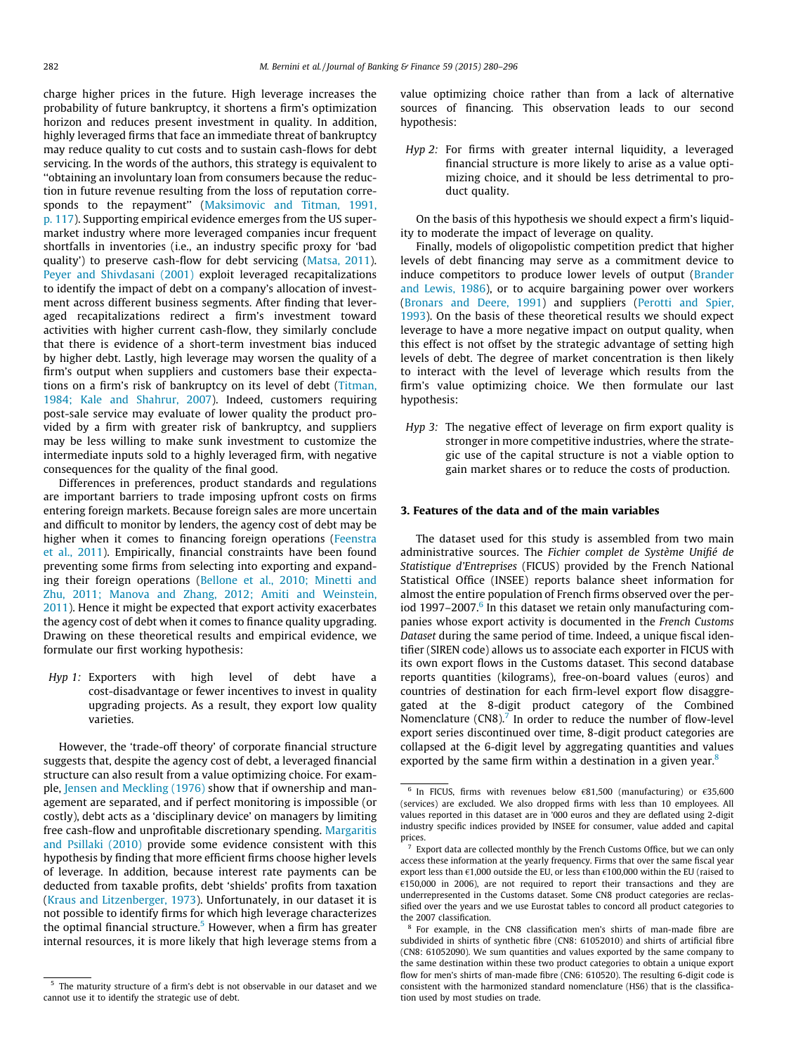charge higher prices in the future. High leverage increases the probability of future bankruptcy, it shortens a firm's optimization horizon and reduces present investment in quality. In addition, highly leveraged firms that face an immediate threat of bankruptcy may reduce quality to cut costs and to sustain cash-flows for debt servicing. In the words of the authors, this strategy is equivalent to ''obtaining an involuntary loan from consumers because the reduction in future revenue resulting from the loss of reputation corresponds to the repayment'' (Maksimovic and Titman, 1991, p. 117). Supporting empirical evidence emerges from the US supermarket industry where more leveraged companies incur frequent shortfalls in inventories (i.e., an industry specific proxy for 'bad quality') to preserve cash-flow for debt servicing (Matsa, 2011). Peyer and Shivdasani (2001) exploit leveraged recapitalizations to identify the impact of debt on a company's allocation of investment across different business segments. After finding that leveraged recapitalizations redirect a firm's investment toward activities with higher current cash-flow, they similarly conclude that there is evidence of a short-term investment bias induced by higher debt. Lastly, high leverage may worsen the quality of a firm's output when suppliers and customers base their expectations on a firm's risk of bankruptcy on its level of debt (Titman, 1984; Kale and Shahrur, 2007). Indeed, customers requiring post-sale service may evaluate of lower quality the product provided by a firm with greater risk of bankruptcy, and suppliers may be less willing to make sunk investment to customize the intermediate inputs sold to a highly leveraged firm, with negative consequences for the quality of the final good.

Differences in preferences, product standards and regulations are important barriers to trade imposing upfront costs on firms entering foreign markets. Because foreign sales are more uncertain and difficult to monitor by lenders, the agency cost of debt may be higher when it comes to financing foreign operations (Feenstra et al., 2011). Empirically, financial constraints have been found preventing some firms from selecting into exporting and expanding their foreign operations (Bellone et al., 2010; Minetti and Zhu, 2011; Manova and Zhang, 2012; Amiti and Weinstein, 2011). Hence it might be expected that export activity exacerbates the agency cost of debt when it comes to finance quality upgrading. Drawing on these theoretical results and empirical evidence, we formulate our first working hypothesis:

*Hyp 1:* Exporters with high level of debt have a cost-disadvantage or fewer incentives to invest in quality upgrading projects. As a result, they export low quality varieties.

However, the 'trade-off theory' of corporate financial structure suggests that, despite the agency cost of debt, a leveraged financial structure can also result from a value optimizing choice. For example, Jensen and Meckling (1976) show that if ownership and management are separated, and if perfect monitoring is impossible (or costly), debt acts as a 'disciplinary device' on managers by limiting free cash-flow and unprofitable discretionary spending. Margaritis and Psillaki (2010) provide some evidence consistent with this hypothesis by finding that more efficient firms choose higher levels of leverage. In addition, because interest rate payments can be deducted from taxable profits, debt 'shields' profits from taxation (Kraus and Litzenberger, 1973). Unfortunately, in our dataset it is not possible to identify firms for which high leverage characterizes the optimal financial structure.[5] However, when a firm has greater internal resources, it is more likely that high leverage stems from a value optimizing choice rather than from a lack of alternative sources of financing. This observation leads to our second hypothesis:

*Hyp 2:* For firms with greater internal liquidity, a leveraged financial structure is more likely to arise as a value optimizing choice, and it should be less detrimental to product quality.

On the basis of this hypothesis we should expect a firm's liquidity to moderate the impact of leverage on quality.

Finally, models of oligopolistic competition predict that higher levels of debt financing may serve as a commitment device to induce competitors to produce lower levels of output (Brander and Lewis, 1986), or to acquire bargaining power over workers (Bronars and Deere, 1991) and suppliers (Perotti and Spier, 1993). On the basis of these theoretical results we should expect leverage to have a more negative impact on output quality, when this effect is not offset by the strategic advantage of setting high levels of debt. The degree of market concentration is then likely to interact with the level of leverage which results from the firm's value optimizing choice. We then formulate our last hypothesis:

*Hyp 3:* The negative effect of leverage on firm export quality is stronger in more competitive industries, where the strategic use of the capital structure is not a viable option to gain market shares or to reduce the costs of production.

## 3. Features of the data and of the main variables

The dataset used for this study is assembled from two main administrative sources. The *Fichier complet de Système Unifié de Statistique d'Entreprises* (FICUS) provided by the French National Statistical Office (INSEE) reports balance sheet information for almost the entire population of French firms observed over the period 1997–2007.[6] In this dataset we retain only manufacturing companies whose export activity is documented in the *French Customs Dataset* during the same period of time. Indeed, a unique fiscal identifier (SIREN code) allows us to associate each exporter in FICUS with its own export flows in the Customs dataset. This second database reports quantities (kilograms), free-on-board values (euros) and countries of destination for each firm-level export flow disaggregated at the 8-digit product category of the Combined Nomenclature (CN8).[7] In order to reduce the number of flow-level export series discontinued over time, 8-digit product categories are collapsed at the 6-digit level by aggregating quantities and values exported by the same firm within a destination in a given year.[8]

---

[5] The maturity structure of a firm's debt is not observable in our dataset and we cannot use it to identify the strategic use of debt.

[6] In FICUS, firms with revenues below €81,500 (manufacturing) or €35,600 (services) are excluded. We also dropped firms with less than 10 employees. All values reported in this dataset are in '000 euros and they are deflated using 2-digit industry specific indices provided by INSEE for consumer, value added and capital prices.

[7] Export data are collected monthly by the French Customs Office, but we can only access these information at the yearly frequency. Firms that over the same fiscal year export less than €1,000 outside the EU, or less than €100,000 within the EU (raised to €150,000 in 2006), are not required to report their transactions and they are underrepresented in the Customs dataset. Some CN8 product categories are reclassified over the years and we use Eurostat tables to concord all product categories to the 2007 classification.

[8] For example, in the CN8 classification men's shirts of man-made fibre are subdivided in shirts of synthetic fibre (CN8: 61052010) and shirts of artificial fibre (CN8: 61052090). We sum quantities and values exported by the same company to the same destination within these two product categories to obtain a unique export flow for men's shirts of man-made fibre (CN6: 610520). The resulting 6-digit code is consistent with the harmonized standard nomenclature (HS6) that is the classification used by most studies on trade.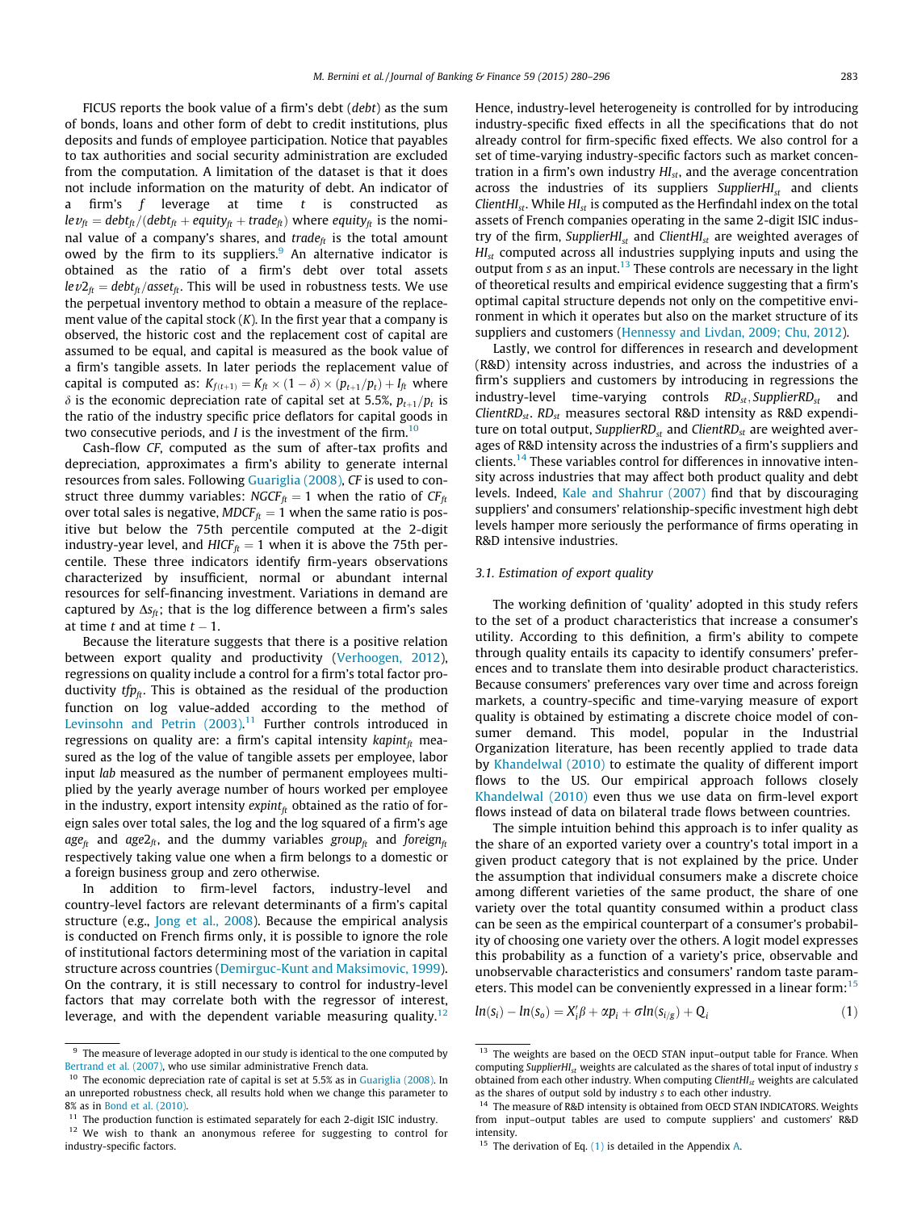FICUS reports the book value of a firm's debt (*debt*) as the sum of bonds, loans and other form of debt to credit institutions, plus deposits and funds of employee participation. Notice that payables to tax authorities and social security administration are excluded from the computation. A limitation of the dataset is that it does not include information on the maturity of debt. An indicator of a firm's $f$ leverage at time $t$ is constructed as $lev_{ft} = debt_{ft}/(debt_{ft} + equity_{ft} + trade_{ft})$ where $equity_{ft}$ is the nominal value of a company's shares, and $trade_{ft}$ is the total amount owed by the firm to its suppliers.[9] An alternative indicator is obtained as the ratio of a firm's debt over total assets $lev2_{ft} = debt_{ft}/asset_{ft}$. This will be used in robustness tests. We use the perpetual inventory method to obtain a measure of the replacement value of the capital stock ($K$). In the first year that a company is observed, the historic cost and the replacement cost of capital are assumed to be equal, and capital is measured as the book value of a firm's tangible assets. In later periods the replacement value of capital is computed as: $K_{f(t+1)} = K_{ft} \times (1-\delta) \times (p_{t+1}/p_t) + I_{ft}$ where $\delta$ is the economic depreciation rate of capital set at 5.5%, $p_{t+1}/p_t$ is the ratio of the industry specific price deflators for capital goods in two consecutive periods, and $I$ is the investment of the firm.[10]

Cash-flow $CF$, computed as the sum of after-tax profits and depreciation, approximates a firm's ability to generate internal resources from sales. Following Guariglia (2008), $CF$ is used to construct three dummy variables: $NGCF_{ft} = 1$ when the ratio of $CF_{ft}$ over total sales is negative, $MDCF_{ft} = 1$ when the same ratio is positive but below the 75th percentile computed at the 2-digit industry-year level, and $HICF_{ft} = 1$ when it is above the 75th percentile. These three indicators identify firm-years observations characterized by insufficient, normal or abundant internal resources for self-financing investment. Variations in demand are captured by $\Delta s_{ft}$; that is the log difference between a firm's sales at time $t$ and at time $t-1$.

Because the literature suggests that there is a positive relation between export quality and productivity (Verhoogen, 2012), regressions on quality include a control for a firm's total factor productivity $tfp_{ft}$. This is obtained as the residual of the production function on log value-added according to the method of Levinsohn and Petrin (2003).[11] Further controls introduced in regressions on quality are: a firm's capital intensity $kapint_{ft}$ measured as the log of the value of tangible assets per employee, labor input *lab* measured as the number of permanent employees multiplied by the yearly average number of hours worked per employee in the industry, export intensity $expint_{ft}$ obtained as the ratio of foreign sales over total sales, the log and the log squared of a firm's age $age_{ft}$ and $age2_{ft}$, and the dummy variables $group_{ft}$ and $foreign_{ft}$ respectively taking value one when a firm belongs to a domestic or a foreign business group and zero otherwise.

In addition to firm-level factors, industry-level and country-level factors are relevant determinants of a firm's capital structure (e.g., Jong et al., 2008). Because the empirical analysis is conducted on French firms only, it is possible to ignore the role of institutional factors determining most of the variation in capital structure across countries (Demirguc-Kunt and Maksimovic, 1999). On the contrary, it is still necessary to control for industry-level factors that may correlate both with the regressor of interest, leverage, and with the dependent variable measuring quality.[12] Hence, industry-level heterogeneity is controlled for by introducing industry-specific fixed effects in all the specifications that do not already control for firm-specific fixed effects. We also control for a set of time-varying industry-specific factors such as market concentration in a firm's own industry $HI_{st}$, and the average concentration across the industries of its suppliers $SupplierHI_{st}$ and clients $ClientHI_{st}$. While $HI_{st}$ is computed as the Herfindahl index on the total assets of French companies operating in the same 2-digit ISIC industry of the firm, $SupplierHI_{st}$ and $ClientHI_{st}$ are weighted averages of $HI_{st}$ computed across all industries supplying inputs and using the output from $s$ as an input.[13] These controls are necessary in the light of theoretical results and empirical evidence suggesting that a firm's optimal capital structure depends not only on the competitive environment in which it operates but also on the market structure of its suppliers and customers (Hennessy and Livdan, 2009; Chu, 2012).

Lastly, we control for differences in research and development (R&D) intensity across industries, and across the industries of a firm's suppliers and customers by introducing in regressions the industry-level time-varying controls $RD_{st}$, $SupplierRD_{st}$ and $ClientRD_{st}$. $RD_{st}$ measures sectoral R&D intensity as R&D expenditure on total output, $SupplierRD_{st}$ and $ClientRD_{st}$ are weighted averages of R&D intensity across the industries of a firm's suppliers and clients.[14] These variables control for differences in innovative intensity across industries that may affect both product quality and debt levels. Indeed, Kale and Shahrur (2007) find that by discouraging suppliers' and consumers' relationship-specific investment high debt levels hamper more seriously the performance of firms operating in R&D intensive industries.

### 3.1. Estimation of export quality

The working definition of 'quality' adopted in this study refers to the set of a product characteristics that increase a consumer's utility. According to this definition, a firm's ability to compete through quality entails its capacity to identify consumers' preferences and to translate them into desirable product characteristics. Because consumers' preferences vary over time and across foreign markets, a country-specific and time-varying measure of export quality is obtained by estimating a discrete choice model of consumer demand. This model, popular in the Industrial Organization literature, has been recently applied to trade data by Khandelwal (2010) to estimate the quality of different import flows to the US. Our empirical approach follows closely Khandelwal (2010) even thus we use data on firm-level export flows instead of data on bilateral trade flows between countries.

The simple intuition behind this approach is to infer quality as the share of an exported variety over a country's total import in a given product category that is not explained by the price. Under the assumption that individual consumers make a discrete choice among different varieties of the same product, the share of one variety over the total quantity consumed within a product class can be seen as the empirical counterpart of a consumer's probability of choosing one variety over the others. A logit model expresses this probability as a function of a variety's price, observable and unobservable characteristics and consumers' random taste parameters. This model can be conveniently expressed in a linear form:[15]

$$ln(s_i) - ln(s_o) = X_i'\beta + \alpha p_i + \sigma ln(s_{i/g}) + Q_i \tag{1}$$

---

[9] The measure of leverage adopted in our study is identical to the one computed by Bertrand et al. (2007), who use similar administrative French data.

[10] The economic depreciation rate of capital is set at 5.5% as in Guariglia (2008). In an unreported robustness check, all results hold when we change this parameter to 8% as in Bond et al. (2010).

[11] The production function is estimated separately for each 2-digit ISIC industry.

[12] We wish to thank an anonymous referee for suggesting to control for industry-specific factors.

[13] The weights are based on the OECD STAN input–output table for France. When computing $SupplierHI_{st}$ weights are calculated as the shares of total input of industry $s$ obtained from each other industry. When computing $ClientHI_{st}$ weights are calculated as the shares of output sold by industry $s$ to each other industry.

[14] The measure of R&D intensity is obtained from OECD STAN INDICATORS. Weights from input–output tables are used to compute suppliers' and customers' R&D intensity.

[15] The derivation of Eq. (1) is detailed in the Appendix A.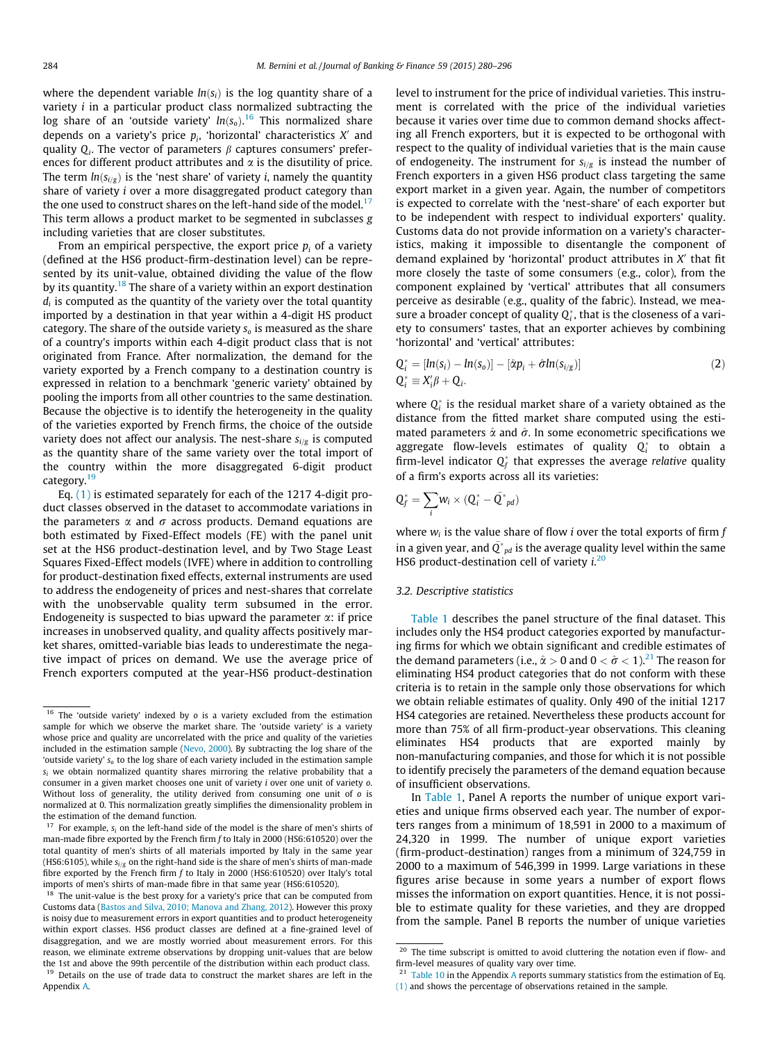where the dependent variable $ln(s_i)$ is the log quantity share of a variety $i$ in a particular product class normalized subtracting the log share of an 'outside variety' $ln(s_o)$.[16] This normalized share depends on a variety's price $p_i$, 'horizontal' characteristics $X'$ and quality $Q_i$. The vector of parameters $\beta$ captures consumers' preferences for different product attributes and $\alpha$ is the disutility of price. The term $ln(s_{i/g})$ is the 'nest share' of variety $i$, namely the quantity share of variety $i$ over a more disaggregated product category than the one used to construct shares on the left-hand side of the model.[17] This term allows a product market to be segmented in subclasses $g$ including varieties that are closer substitutes.

From an empirical perspective, the export price $p_i$ of a variety (defined at the HS6 product-firm-destination level) can be represented by its unit-value, obtained dividing the value of the flow by its quantity.[18] The share of a variety within an export destination $d_i$ is computed as the quantity of the variety over the total quantity imported by a destination in that year within a 4-digit HS product category. The share of the outside variety $s_o$ is measured as the share of a country's imports within each 4-digit product class that is not originated from France. After normalization, the demand for the variety exported by a French company to a destination country is expressed in relation to a benchmark 'generic variety' obtained by pooling the imports from all other countries to the same destination. Because the objective is to identify the heterogeneity in the quality of the varieties exported by French firms, the choice of the outside variety does not affect our analysis. The nest-share $s_{i/g}$ is computed as the quantity share of the same variety over the total import of the country within the more disaggregated 6-digit product category.[19]

Eq. (1) is estimated separately for each of the 1217 4-digit product classes observed in the dataset to accommodate variations in the parameters $\alpha$ and $\sigma$ across products. Demand equations are both estimated by Fixed-Effect models (FE) with the panel unit set at the HS6 product-destination level, and by Two Stage Least Squares Fixed-Effect models (IVFE) where in addition to controlling for product-destination fixed effects, external instruments are used to address the endogeneity of prices and nest-shares that correlate with the unobservable quality term subsumed in the error. Endogeneity is suspected to bias upward the parameter $\alpha$: if price increases in unobserved quality, and quality affects positively market shares, omitted-variable bias leads to underestimate the negative impact of prices on demand. We use the average price of French exporters computed at the year-HS6 product-destination level to instrument for the price of individual varieties. This instrument is correlated with the price of the individual varieties because it varies over time due to common demand shocks affecting all French exporters, but it is expected to be orthogonal with respect to the quality of individual varieties that is the main cause of endogeneity. The instrument for $s_{i/g}$ is instead the number of French exporters in a given HS6 product class targeting the same export market in a given year. Again, the number of competitors is expected to correlate with the 'nest-share' of each exporter but to be independent with respect to individual exporters' quality. Customs data do not provide information on a variety's characteristics, making it impossible to disentangle the component of demand explained by 'horizontal' product attributes in $X'$ that fit more closely the taste of some consumers (e.g., color), from the component explained by 'vertical' attributes that all consumers perceive as desirable (e.g., quality of the fabric). Instead, we measure a broader concept of quality $Q_i^*$, that is the closeness of a variety to consumers' tastes, that an exporter achieves by combining 'horizontal' and 'vertical' attributes:

$$Q_i^* = [ln(s_i) - ln(s_o)] - [\hat{\alpha} p_i + \hat{\sigma} ln(s_{i/g})] \qquad (2)$$
$$Q_i^* \equiv X_i'\beta + Q_i.$$

where $Q_i^*$ is the residual market share of a variety obtained as the distance from the fitted market share computed using the estimated parameters $\hat{\alpha}$ and $\hat{\sigma}$. In some econometric specifications we aggregate flow-levels estimates of quality $Q_i^*$ to obtain a firm-level indicator $Q_f^*$ that expresses the average *relative* quality of a firm's exports across all its varieties:

$$Q_f^* = \sum_i w_i \times (Q_i^* - \bar{Q}^*_{pd})$$

where $w_i$ is the value share of flow $i$ over the total exports of firm $f$ in a given year, and $\bar{Q}^*_{pd}$ is the average quality level within the same HS6 product-destination cell of variety $i$.[20]

### 3.2. Descriptive statistics

Table 1 describes the panel structure of the final dataset. This includes only the HS4 product categories exported by manufacturing firms for which we obtain significant and credible estimates of the demand parameters (i.e., $\hat{\alpha} > 0$ and $0 < \hat{\sigma} < 1$).[21] The reason for eliminating HS4 product categories that do not conform with these criteria is to retain in the sample only those observations for which we obtain reliable estimates of quality. Only 490 of the initial 1217 HS4 categories are retained. Nevertheless these products account for more than 75% of all firm-product-year observations. This cleaning eliminates HS4 products that are exported mainly by non-manufacturing companies, and those for which it is not possible to identify precisely the parameters of the demand equation because of insufficient observations.

In Table 1, Panel A reports the number of unique export varieties and unique firms observed each year. The number of exporters ranges from a minimum of 18,591 in 2000 to a maximum of 24,320 in 1999. The number of unique export varieties (firm-product-destination) ranges from a minimum of 324,759 in 2000 to a maximum of 546,399 in 1999. Large variations in these figures arise because in some years a number of export flows misses the information on export quantities. Hence, it is not possible to estimate quality for these varieties, and they are dropped from the sample. Panel B reports the number of unique varieties

---

[16] The 'outside variety' indexed by $o$ is a variety excluded from the estimation sample for which we observe the market share. The 'outside variety' is a variety whose price and quality are uncorrelated with the price and quality of the varieties included in the estimation sample (Nevo, 2000). By subtracting the log share of the 'outside variety' $s_o$ to the log share of each variety included in the estimation sample $s_i$ we obtain normalized quantity shares mirroring the relative probability that a consumer in a given market chooses one unit of variety $i$ over one unit of variety $o$. Without loss of generality, the utility derived from consuming one unit of $o$ is normalized at 0. This normalization greatly simplifies the dimensionality problem in the estimation of the demand function.

[17] For example, $s_i$ on the left-hand side of the model is the share of men's shirts of man-made fibre exported by the French firm $f$ to Italy in 2000 (HS6:610520) over the total quantity of men's shirts of all materials imported by Italy in the same year (HS6:6105), while $s_{i/g}$ on the right-hand side is the share of men's shirts of man-made fibre exported by the French firm $f$ to Italy in 2000 (HS6:610520) over Italy's total imports of men's shirts of man-made fibre in that same year (HS6:610520).

[18] The unit-value is the best proxy for a variety's price that can be computed from Customs data (Bastos and Silva, 2010; Manova and Zhang, 2012). However this proxy is noisy due to measurement errors in export quantities and to product heterogeneity within export classes. HS6 product classes are defined at a fine-grained level of disaggregation, and we are mostly worried about measurement errors. For this reason, we eliminate extreme observations by dropping unit-values that are below the 1st and above the 99th percentile of the distribution within each product class.

[19] Details on the use of trade data to construct the market shares are left in the Appendix A.

[20] The time subscript is omitted to avoid cluttering the notation even if flow- and firm-level measures of quality vary over time.

[21] Table 10 in the Appendix A reports summary statistics from the estimation of Eq. (1) and shows the percentage of observations retained in the sample.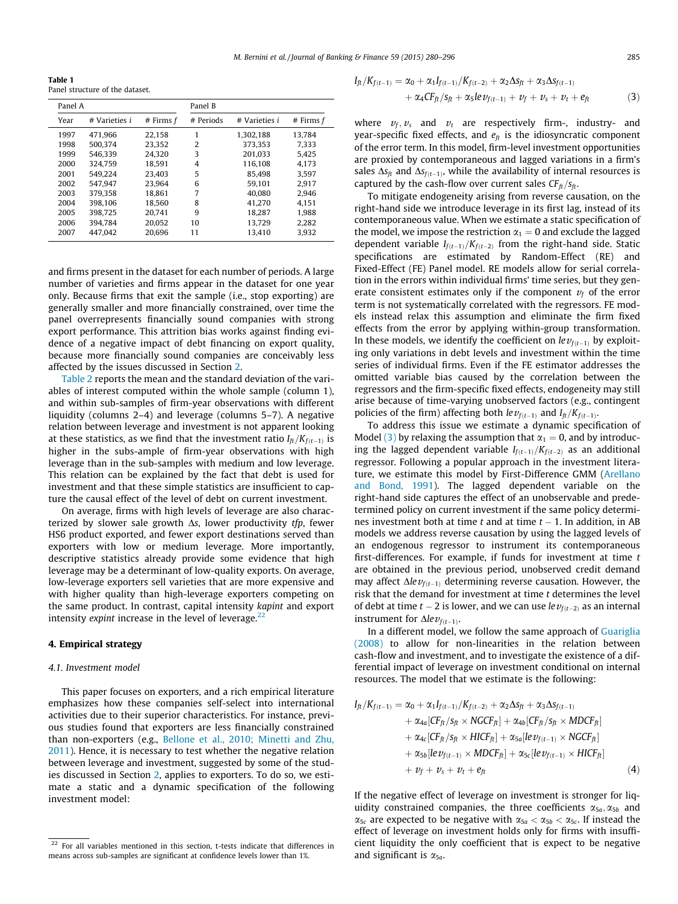**Table 1**
Panel structure of the dataset.

| Panel A | | | Panel B | | |
|---|---|---|---|---|---|
| Year | # Varieties *i* | # Firms *f* | # Periods | # Varieties *i* | # Firms *f* |
| 1997 | 471,966 | 22,158 | 1 | 1,302,188 | 13,784 |
| 1998 | 500,374 | 23,352 | 2 | 373,353 | 7,333 |
| 1999 | 546,339 | 24,320 | 3 | 201,033 | 5,425 |
| 2000 | 324,759 | 18,591 | 4 | 116,108 | 4,173 |
| 2001 | 549,224 | 23,403 | 5 | 85,498 | 3,597 |
| 2002 | 547,947 | 23,964 | 6 | 59,101 | 2,917 |
| 2003 | 379,358 | 18,861 | 7 | 40,080 | 2,946 |
| 2004 | 398,106 | 18,560 | 8 | 41,270 | 4,151 |
| 2005 | 398,725 | 20,741 | 9 | 18,287 | 1,988 |
| 2006 | 394,784 | 20,052 | 10 | 13,729 | 2,282 |
| 2007 | 447,042 | 20,696 | 11 | 13,410 | 3,932 |

and firms present in the dataset for each number of periods. A large number of varieties and firms appear in the dataset for one year only. Because firms that exit the sample (i.e., stop exporting) are generally smaller and more financially constrained, over time the panel overrepresents financially sound companies with strong export performance. This attrition bias works against finding evidence of a negative impact of debt financing on export quality, because more financially sound companies are conceivably less affected by the issues discussed in Section 2.

Table 2 reports the mean and the standard deviation of the variables of interest computed within the whole sample (column 1), and within sub-samples of firm-year observations with different liquidity (columns 2–4) and leverage (columns 5–7). A negative relation between leverage and investment is not apparent looking at these statistics, as we find that the investment ratio $I_{ft}/K_{f(t-1)}$ is higher in the subs-ample of firm-year observations with high leverage than in the sub-samples with medium and low leverage. This relation can be explained by the fact that debt is used for investment and that these simple statistics are insufficient to capture the causal effect of the level of debt on current investment.

On average, firms with high levels of leverage are also characterized by slower sale growth $\Delta s$, lower productivity *tfp*, fewer HS6 product exported, and fewer export destinations served than exporters with low or medium leverage. More importantly, descriptive statistics already provide some evidence that high leverage may be a determinant of low-quality exports. On average, low-leverage exporters sell varieties that are more expensive and with higher quality than high-leverage exporters competing on the same product. In contrast, capital intensity *kapint* and export intensity *expint* increase in the level of leverage.[22]

## 4. Empirical strategy

### 4.1. Investment model

This paper focuses on exporters, and a rich empirical literature emphasizes how these companies self-select into international activities due to their superior characteristics. For instance, previous studies found that exporters are less financially constrained than non-exporters (e.g., Bellone et al., 2010; Minetti and Zhu, 2011). Hence, it is necessary to test whether the negative relation between leverage and investment, suggested by some of the studies discussed in Section 2, applies to exporters. To do so, we estimate a static and a dynamic specification of the following investment model:

$$I_{ft}/K_{f(t-1)} = \alpha_0 + \alpha_1 I_{f(t-1)}/K_{f(t-2)} + \alpha_2 \Delta s_{ft} + \alpha_3 \Delta s_{f(t-1)} + \alpha_4 CF_{ft}/s_{ft} + \alpha_5 lev_{f(t-1)} + v_f + v_s + v_t + e_{ft} \quad (3)$$

where $v_f, v_s$ and $v_t$ are respectively firm-, industry- and year-specific fixed effects, and $e_{ft}$ is the idiosyncratic component of the error term. In this model, firm-level investment opportunities are proxied by contemporaneous and lagged variations in a firm's sales $\Delta s_{ft}$ and $\Delta s_{f(t-1)}$, while the availability of internal resources is captured by the cash-flow over current sales $CF_{ft}/s_{ft}$.

To mitigate endogeneity arising from reverse causation, on the right-hand side we introduce leverage in its first lag, instead of its contemporaneous value. When we estimate a static specification of the model, we impose the restriction $\alpha_1 = 0$ and exclude the lagged dependent variable $I_{f(t-1)}/K_{f(t-2)}$ from the right-hand side. Static specifications are estimated by Random-Effect (RE) and Fixed-Effect (FE) Panel model. RE models allow for serial correlation in the errors within individual firms' time series, but they generate consistent estimates only if the component $v_f$ of the error term is not systematically correlated with the regressors. FE models instead relax this assumption and eliminate the firm fixed effects from the error by applying within-group transformation. In these models, we identify the coefficient on $lev_{f(t-1)}$ by exploiting only variations in debt levels and investment within the time series of individual firms. Even if the FE estimator addresses the omitted variable bias caused by the correlation between the regressors and the firm-specific fixed effects, endogeneity may still arise because of time-varying unobserved factors (e.g., contingent policies of the firm) affecting both $lev_{f(t-1)}$ and $I_{ft}/K_{f(t-1)}$.

To address this issue we estimate a dynamic specification of Model (3) by relaxing the assumption that $\alpha_1 = 0$, and by introducing the lagged dependent variable $I_{f(t-1)}/K_{f(t-2)}$ as an additional regressor. Following a popular approach in the investment literature, we estimate this model by First-Difference GMM (Arellano and Bond, 1991). The lagged dependent variable on the right-hand side captures the effect of an unobservable and predetermined policy on current investment if the same policy determines investment both at time $t$ and at time $t-1$. In addition, in AB models we address reverse causation by using the lagged levels of an endogenous regressor to instrument its contemporaneous first-differences. For example, if funds for investment at time $t$ are obtained in the previous period, unobserved credit demand may affect $\Delta lev_{f(t-1)}$ determining reverse causation. However, the risk that the demand for investment at time $t$ determines the level of debt at time $t-2$ is lower, and we can use $lev_{f(t-2)}$ as an internal instrument for $\Delta lev_{f(t-1)}$.

In a different model, we follow the same approach of Guariglia (2008) to allow for non-linearities in the relation between cash-flow and investment, and to investigate the existence of a differential impact of leverage on investment conditional on internal resources. The model that we estimate is the following:

$$\begin{aligned} I_{ft}/K_{f(t-1)} = {} & \alpha_0 + \alpha_1 I_{f(t-1)}/K_{f(t-2)} + \alpha_2 \Delta s_{ft} + \alpha_3 \Delta s_{f(t-1)} \\ & + \alpha_{4a}[CF_{ft}/s_{ft} \times NGCF_{ft}] + \alpha_{4b}[CF_{ft}/s_{ft} \times MDCF_{ft}] \\ & + \alpha_{4c}[CF_{ft}/s_{ft} \times HICF_{ft}] + \alpha_{5a}[lev_{f(t-1)} \times NGCF_{ft}] \\ & + \alpha_{5b}[lev_{f(t-1)} \times MDCF_{ft}] + \alpha_{5c}[lev_{f(t-1)} \times HICF_{ft}] \\ & + v_f + v_s + v_t + e_{ft} \end{aligned} \quad (4)$$

If the negative effect of leverage on investment is stronger for liquidity constrained companies, the three coefficients $\alpha_{5a}, \alpha_{5b}$ and $\alpha_{5c}$ are expected to be negative with $\alpha_{5a} < \alpha_{5b} < \alpha_{5c}$. If instead the effect of leverage on investment holds only for firms with insufficient liquidity the only coefficient that is expect to be negative and significant is $\alpha_{5a}$.

[22] For all variables mentioned in this section, t-tests indicate that differences in means across sub-samples are significant at confidence levels lower than 1%.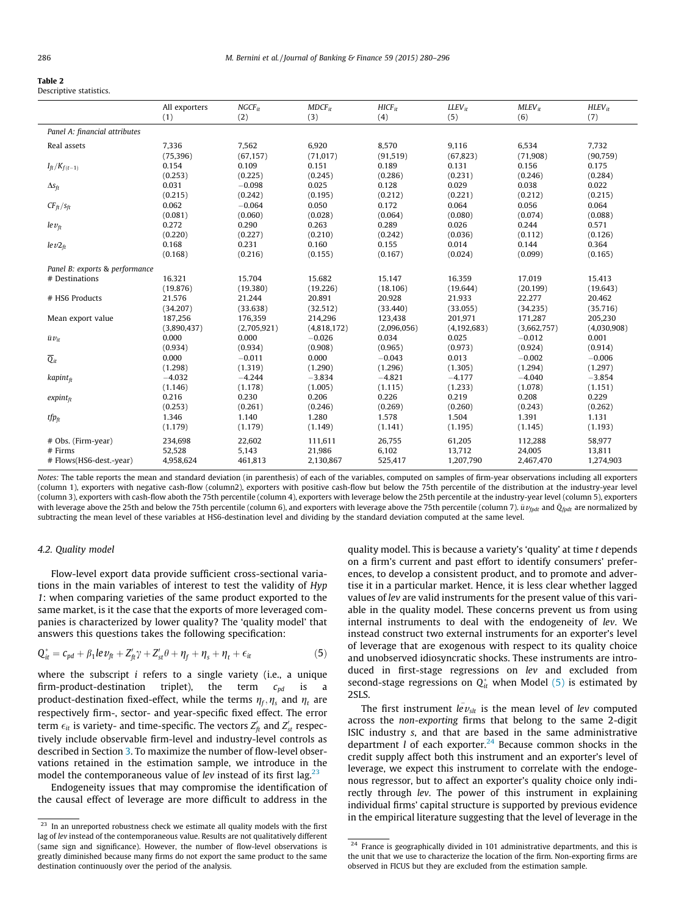**Table 2**
Descriptive statistics.

| | All exporters (1) | $NGCF_{it}$ (2) | $MDCF_{it}$ (3) | $HICF_{it}$ (4) | $LLEV_{it}$ (5) | $MLEV_{it}$ (6) | $HLEV_{it}$ (7) |
|---|---|---|---|---|---|---|---|
| *Panel A: financial attributes* | | | | | | | |
| Real assets | 7,336 | 7,562 | 6,920 | 8,570 | 9,116 | 6,534 | 7,732 |
| | (75,396) | (67,157) | (71,017) | (91,519) | (67,823) | (71,908) | (90,759) |
| $I_{ft}/K_{f(t-1)}$ | 0.154 | 0.109 | 0.151 | 0.189 | 0.131 | 0.156 | 0.175 |
| | (0.253) | (0.225) | (0.245) | (0.286) | (0.231) | (0.246) | (0.284) |
| $\Delta s_{ft}$ | 0.031 | −0.098 | 0.025 | 0.128 | 0.029 | 0.038 | 0.022 |
| | (0.215) | (0.242) | (0.195) | (0.212) | (0.221) | (0.212) | (0.215) |
| $CF_{ft}/s_{ft}$ | 0.062 | −0.064 | 0.050 | 0.172 | 0.064 | 0.056 | 0.064 |
| | (0.081) | (0.060) | (0.028) | (0.064) | (0.080) | (0.074) | (0.088) |
| $lev_{ft}$ | 0.272 | 0.290 | 0.263 | 0.289 | 0.026 | 0.244 | 0.571 |
| | (0.220) | (0.227) | (0.210) | (0.242) | (0.036) | (0.112) | (0.126) |
| $lev2_{ft}$ | 0.168 | 0.231 | 0.160 | 0.155 | 0.014 | 0.144 | 0.364 |
| | (0.168) | (0.216) | (0.155) | (0.167) | (0.024) | (0.099) | (0.165) |
| *Panel B: exports & performance* | | | | | | | |
| # Destinations | 16.321 | 15.704 | 15.682 | 15.147 | 16.359 | 17.019 | 15.413 |
| | (19.876) | (19.380) | (19.226) | (18.106) | (19.644) | (20.199) | (19.643) |
| # HS6 Products | 21.576 | 21.244 | 20.891 | 20.928 | 21.933 | 22.277 | 20.462 |
| | (34.207) | (33.638) | (32.512) | (33.440) | (33.055) | (34.235) | (35.716) |
| Mean export value | 187,256 | 176,359 | 214,296 | 123,438 | 201,971 | 171,287 | 205,230 |
| | (3,890,437) | (2,705,921) | (4,818,172) | (2,096,056) | (4,192,683) | (3,662,757) | (4,030,908) |
| $\bar{u}v_{it}$ | 0.000 | 0.000 | −0.026 | 0.034 | 0.025 | −0.012 | 0.001 |
| | (0.934) | (0.934) | (0.908) | (0.965) | (0.973) | (0.924) | (0.914) |
| $\overline{Q}_{it}$ | 0.000 | −0.011 | 0.000 | −0.043 | 0.013 | −0.002 | −0.006 |
| | (1.298) | (1.319) | (1.290) | (1.296) | (1.305) | (1.294) | (1.297) |
| $kapint_{ft}$ | −4.032 | −4.244 | −3.834 | −4.821 | −4.177 | −4.040 | −3.854 |
| | (1.146) | (1.178) | (1.005) | (1.115) | (1.233) | (1.078) | (1.151) |
| $expint_{ft}$ | 0.216 | 0.230 | 0.206 | 0.226 | 0.219 | 0.208 | 0.229 |
| | (0.253) | (0.261) | (0.246) | (0.269) | (0.260) | (0.243) | (0.262) |
| $tfp_{ft}$ | 1.346 | 1.140 | 1.280 | 1.578 | 1.504 | 1.391 | 1.131 |
| | (1.179) | (1.179) | (1.149) | (1.141) | (1.195) | (1.145) | (1.193) |
| # Obs. (Firm-year) | 234,698 | 22,602 | 111,611 | 26,755 | 61,205 | 112,288 | 58,977 |
| # Firms | 52,528 | 5,143 | 21,986 | 6,102 | 13,712 | 24,005 | 13,811 |
| # Flows(HS6-dest.-year) | 4,958,624 | 461,813 | 2,130,867 | 525,417 | 1,207,790 | 2,467,470 | 1,274,903 |

*Notes:* The table reports the mean and standard deviation (in parenthesis) of each of the variables, computed on samples of firm-year observations including all exporters (column 1), exporters with negative cash-flow (column2), exporters with positive cash-flow but below the 75th percentile of the distribution at the industry-year level (column 3), exporters with cash-flow aboth the 75th percentile (column 4), exporters with leverage below the 25th percentile at the industry-year level (column 5), exporters with leverage above the 25th and below the 75th percentile (column 6), and exporters with leverage above the 75th percentile (column 7). $\bar{u}v_{fpdt}$ and $\bar{Q}_{fpdt}$ are normalized by subtracting the mean level of these variables at HS6-destination level and dividing by the standard deviation computed at the same level.

### 4.2. Quality model

Flow-level export data provide sufficient cross-sectional variations in the main variables of interest to test the validity of *Hyp 1*: when comparing varieties of the same product exported to the same market, is it the case that the exports of more leveraged companies is characterized by lower quality? The 'quality model' that answers this questions takes the following specification:

$$Q^*_{it} = c_{pd} + \beta_1 lev_{ft} + Z'_{ft}\gamma + Z'_{st}\theta + \eta_f + \eta_s + \eta_t + \epsilon_{it} \tag{5}$$

where the subscript $i$ refers to a single variety (i.e., a unique firm-product-destination triplet), the term $c_{pd}$ is a product-destination fixed-effect, while the terms $\eta_f, \eta_s$ and $\eta_t$ are respectively firm-, sector- and year-specific fixed effect. The error term $\epsilon_{it}$ is variety- and time-specific. The vectors $Z'_{ft}$ and $Z'_{st}$ respectively include observable firm-level and industry-level controls as described in Section 3. To maximize the number of flow-level observations retained in the estimation sample, we introduce in the model the contemporaneous value of *lev* instead of its first lag.[23]

Endogeneity issues that may compromise the identification of the causal effect of leverage are more difficult to address in the quality model. This is because a variety's 'quality' at time $t$ depends on a firm's current and past effort to identify consumers' preferences, to develop a consistent product, and to promote and advertise it in a particular market. Hence, it is less clear whether lagged values of *lev* are valid instruments for the present value of this variable in the quality model. These concerns prevent us from using internal instruments to deal with the endogeneity of *lev*. We instead construct two external instruments for an exporter's level of leverage that are exogenous with respect to its quality choice and unobserved idiosyncratic shocks. These instruments are introduced in first-stage regressions on *lev* and excluded from second-stage regressions on $Q^*_{it}$ when Model (5) is estimated by 2SLS.

The first instrument $\bar{lev}_{slt}$ is the mean level of *lev* computed across the *non-exporting* firms that belong to the same 2-digit ISIC industry $s$, and that are based in the same administrative department $l$ of each exporter.[24] Because common shocks in the credit supply affect both this instrument and an exporter's level of leverage, we expect this instrument to correlate with the endogenous regressor, but to affect an exporter's quality choice only indirectly through *lev*. The power of this instrument in explaining individual firms' capital structure is supported by previous evidence in the empirical literature suggesting that the level of leverage in the

[23] In an unreported robustness check we estimate all quality models with the first lag of *lev* instead of the contemporaneous value. Results are not qualitatively different (same sign and significance). However, the number of flow-level observations is greatly diminished because many firms do not export the same product to the same destination continuously over the period of the analysis.

[24] France is geographically divided in 101 administrative departments, and this is the unit that we use to characterize the location of the firm. Non-exporting firms are observed in FICUS but they are excluded from the estimation sample.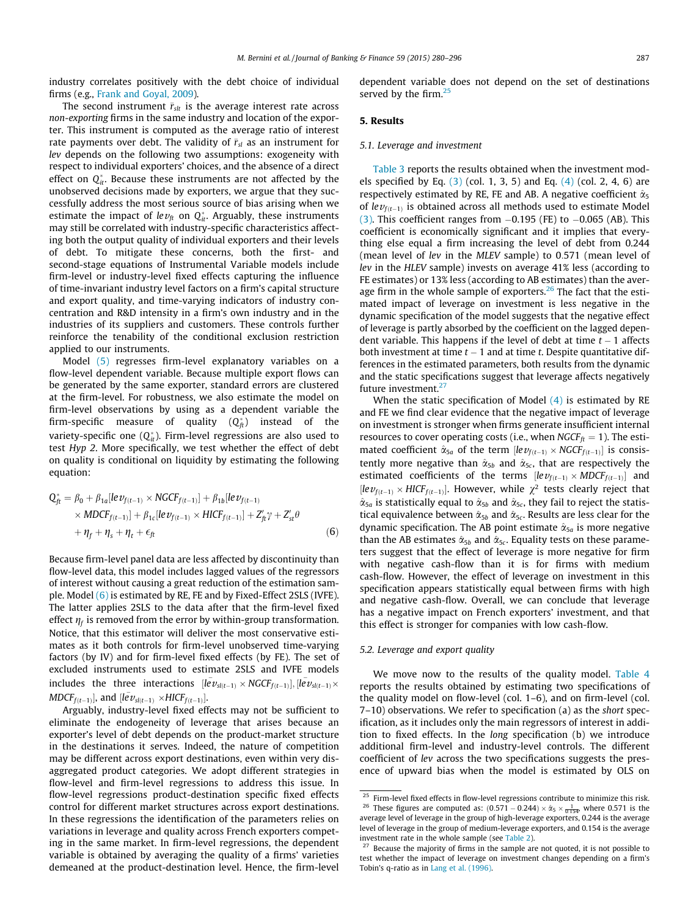industry correlates positively with the debt choice of individual firms (e.g., Frank and Goyal, 2009).

The second instrument $\bar{r}_{slt}$ is the average interest rate across *non-exporting* firms in the same industry and location of the exporter. This instrument is computed as the average ratio of interest rate payments over debt. The validity of $\bar{r}_{sl}$ as an instrument for *lev* depends on the following two assumptions: exogeneity with respect to individual exporters' choices, and the absence of a direct effect on $Q^*_{it}$. Because these instruments are not affected by the unobserved decisions made by exporters, we argue that they successfully address the most serious source of bias arising when we estimate the impact of $lev_{ft}$ on $Q^*_{it}$. Arguably, these instruments may still be correlated with industry-specific characteristics affecting both the output quality of individual exporters and their levels of debt. To mitigate these concerns, both the first- and second-stage equations of Instrumental Variable models include firm-level or industry-level fixed effects capturing the influence of time-invariant industry level factors on a firm's capital structure and export quality, and time-varying indicators of industry concentration and R&D intensity in a firm's own industry and in the industries of its suppliers and customers. These controls further reinforce the tenability of the conditional exclusion restriction applied to our instruments.

Model (5) regresses firm-level explanatory variables on a flow-level dependent variable. Because multiple export flows can be generated by the same exporter, standard errors are clustered at the firm-level. For robustness, we also estimate the model on firm-level observations by using as a dependent variable the firm-specific measure of quality ($Q^*_{ft}$) instead of the variety-specific one ($Q^*_{it}$). Firm-level regressions are also used to test *Hyp 2*. More specifically, we test whether the effect of debt on quality is conditional on liquidity by estimating the following equation:

$$Q^*_{ft} = \beta_0 + \beta_{1a}[lev_{f(t-1)} \times NGCF_{f(t-1)}] + \beta_{1b}[lev_{f(t-1)} \times MDCF_{f(t-1)}] + \beta_{1c}[lev_{f(t-1)} \times HICF_{f(t-1)}] + Z'_{ft}\gamma + Z'_{st}\theta + \eta_f + \eta_s + \eta_t + \epsilon_{ft} \tag{6}$$

Because firm-level panel data are less affected by discontinuity than flow-level data, this model includes lagged values of the regressors of interest without causing a great reduction of the estimation sample. Model (6) is estimated by RE, FE and by Fixed-Effect 2SLS (IVFE). The latter applies 2SLS to the data after that the firm-level fixed effect $\eta_f$ is removed from the error by within-group transformation. Notice, that this estimator will deliver the most conservative estimates as it both controls for firm-level unobserved time-varying factors (by IV) and for firm-level fixed effects (by FE). The set of excluded instruments used to estimate 2SLS and IVFE models includes the three interactions $[\bar{lev}_{sl(t-1)} \times NGCF_{f(t-1)}]$, $[\bar{lev}_{sl(t-1)} \times MDCF_{f(t-1)}]$, and $[\bar{lev}_{sl(t-1)} \times HICF_{f(t-1)}]$.

Arguably, industry-level fixed effects may not be sufficient to eliminate the endogeneity of leverage that arises because an exporter's level of debt depends on the product-market structure in the destinations it serves. Indeed, the nature of competition may be different across export destinations, even within very disaggregated product categories. We adopt different strategies in flow-level and firm-level regressions to address this issue. In flow-level regressions product-destination specific fixed effects control for different market structures across export destinations. In these regressions the identification of the parameters relies on variations in leverage and quality across French exporters competing in the same market. In firm-level regressions, the dependent variable is obtained by averaging the quality of a firms' varieties demeaned at the product-destination level. Hence, the firm-level dependent variable does not depend on the set of destinations served by the firm.[25]

## 5. Results

### 5.1. Leverage and investment

Table 3 reports the results obtained when the investment models specified by Eq. (3) (col. 1, 3, 5) and Eq. (4) (col. 2, 4, 6) are respectively estimated by RE, FE and AB. A negative coefficient $\hat{\alpha}_5$ of $lev_{f(t-1)}$ is obtained across all methods used to estimate Model (3). This coefficient ranges from −0.195 (FE) to −0.065 (AB). This coefficient is economically significant and it implies that everything else equal a firm increasing the level of debt from 0.244 (mean level of *lev* in the *MLEV* sample) to 0.571 (mean level of *lev* in the *HLEV* sample) invests on average 41% less (according to FE estimates) or 13% less (according to AB estimates) than the average firm in the whole sample of exporters.[26] The fact that the estimated impact of leverage on investment is less negative in the dynamic specification of the model suggests that the negative effect of leverage is partly absorbed by the coefficient on the lagged dependent variable. This happens if the level of debt at time $t-1$ affects both investment at time $t-1$ and at time $t$. Despite quantitative differences in the estimated parameters, both results from the dynamic and the static specifications suggest that leverage affects negatively future investment.[27]

When the static specification of Model (4) is estimated by RE and FE we find clear evidence that the negative impact of leverage on investment is stronger when firms generate insufficient internal resources to cover operating costs (i.e., when $NGCF_{ft} = 1$). The estimated coefficient $\hat{\alpha}_{5a}$ of the term $[lev_{f(t-1)} \times NGCF_{f(t-1)}]$ is consistently more negative than $\hat{\alpha}_{5b}$ and $\hat{\alpha}_{5c}$, that are respectively the estimated coefficients of the terms $[lev_{f(t-1)} \times MDCF_{f(t-1)}]$ and $[lev_{f(t-1)} \times HICF_{f(t-1)}]$. However, while $\chi^2$ tests clearly reject that $\hat{\alpha}_{5a}$ is statistically equal to $\hat{\alpha}_{5b}$ and $\hat{\alpha}_{5c}$, they fail to reject the statistical equivalence between $\hat{\alpha}_{5b}$ and $\hat{\alpha}_{5c}$. Results are less clear for the dynamic specification. The AB point estimate $\hat{\alpha}_{5a}$ is more negative than the AB estimates $\hat{\alpha}_{5b}$ and $\hat{\alpha}_{5c}$. Equality tests on these parameters suggest that the effect of leverage is more negative for firm with negative cash-flow than it is for firms with medium cash-flow. However, the effect of leverage on investment in this specification appears statistically equal between firms with high and negative cash-flow. Overall, we can conclude that leverage has a negative impact on French exporters' investment, and that this effect is stronger for companies with low cash-flow.

### 5.2. Leverage and export quality

We move now to the results of the quality model. Table 4 reports the results obtained by estimating two specifications of the quality model on flow-level (col. 1–6), and on firm-level (col. 7–10) observations. We refer to specification (a) as the *short* specification, as it includes only the main regressors of interest in addition to fixed effects. In the *long* specification (b) we introduce additional firm-level and industry-level controls. The different coefficient of *lev* across the two specifications suggests the presence of upward bias when the model is estimated by OLS on

---

[25] Firm-level fixed effects in flow-level regressions contribute to minimize this risk.

[26] These figures are computed as: $(0.571 - 0.244) \times \hat{\alpha}_5 \times \frac{1}{0.154}$, where 0.571 is the average level of leverage in the group of high-leverage exporters, 0.244 is the average level of leverage in the group of medium-leverage exporters, and 0.154 is the average investment rate in the whole sample (see Table 2).

[27] Because the majority of firms in the sample are not quoted, it is not possible to test whether the impact of leverage on investment changes depending on a firm's Tobin's q-ratio as in Lang et al. (1996).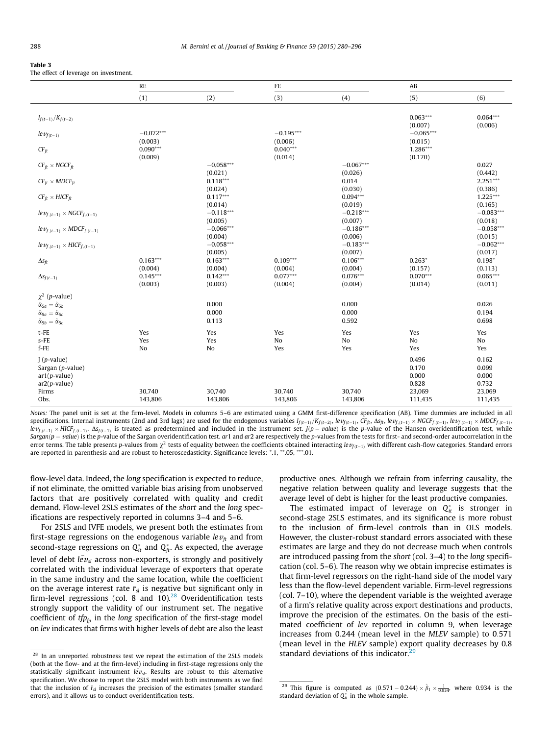**Table 3**
The effect of leverage on investment.

| | RE | | FE | | AB | |
|---|---|---|---|---|---|---|
| | (1) | (2) | (3) | (4) | (5) | (6) |
| $I_{f(t-1)}/K_{f(t-2)}$ | | | | | 0.063*** | 0.064*** |
| | | | | | (0.007) | (0.006) |
| $lev_{f(t-1)}$ | −0.072*** | | −0.195*** | | −0.065*** | |
| | (0.003) | | (0.006) | | (0.015) | |
| $CF_{ft}$ | 0.090*** | | 0.040*** | | 1.286*** | |
| | (0.009) | | (0.014) | | (0.170) | |
| $CF_{ft} \times NGCF_{ft}$ | | −0.058*** | | −0.067*** | | 0.027 |
| | | (0.021) | | (0.026) | | (0.442) |
| $CF_{ft} \times MDCF_{ft}$ | | 0.118*** | | 0.014 | | 2.251*** |
| | | (0.024) | | (0.030) | | (0.386) |
| $CF_{ft} \times HICF_{ft}$ | | 0.117*** | | 0.094*** | | 1.225*** |
| | | (0.014) | | (0.019) | | (0.165) |
| $lev_{f,(t-1)} \times NGCF_{f,(t-1)}$ | | −0.118*** | | −0.218*** | | −0.083*** |
| | | (0.005) | | (0.007) | | (0.018) |
| $lev_{f,(t-1)} \times MDCF_{f,(t-1)}$ | | −0.066*** | | −0.186*** | | −0.058*** |
| | | (0.004) | | (0.006) | | (0.015) |
| $lev_{f,(t-1)} \times HICF_{f,(t-1)}$ | | −0.058*** | | −0.183*** | | −0.062*** |
| | | (0.005) | | (0.007) | | (0.017) |
| $\Delta s_{ft}$ | 0.163*** | 0.163*** | 0.109*** | 0.106*** | 0.263* | 0.198* |
| | (0.004) | (0.004) | (0.004) | (0.004) | (0.157) | (0.113) |
| $\Delta s_{f(t-1)}$ | 0.145*** | 0.142*** | 0.077*** | 0.076*** | 0.070*** | 0.065*** |
| | (0.003) | (0.003) | (0.004) | (0.004) | (0.014) | (0.011) |
| $\chi^2$ (*p*-value) | | | | | | |
| $\hat{\alpha}_{5a} = \hat{\alpha}_{5b}$ | | 0.000 | | 0.000 | | 0.026 |
| $\hat{\alpha}_{5a} = \hat{\alpha}_{5c}$ | | 0.000 | | 0.000 | | 0.194 |
| $\hat{\alpha}_{5b} = \hat{\alpha}_{5c}$ | | 0.113 | | 0.592 | | 0.698 |
| t-FE | Yes | Yes | Yes | Yes | Yes | Yes |
| s-FE | Yes | Yes | No | No | No | No |
| f-FE | No | No | Yes | Yes | Yes | Yes |
| J (*p*-value) | | | | | 0.496 | 0.162 |
| Sargan (*p*-value) | | | | | 0.170 | 0.099 |
| ar1(*p*-value) | | | | | 0.000 | 0.000 |
| ar2(*p*-value) | | | | | 0.828 | 0.732 |
| Firms | 30,740 | 30,740 | 30,740 | 30,740 | 23,069 | 23,069 |
| Obs. | 143,806 | 143,806 | 143,806 | 143,806 | 111,435 | 111,435 |

*Notes:* The panel unit is set at the firm-level. Models in columns 5–6 are estimated using a GMM first-difference specification (AB). Time dummies are included in all specifications. Internal instruments (2nd and 3rd lags) are used for the endogenous variables $I_{f(t-1)}/K_{f(t-2)}$, $lev_{f(t-1)}$, $CF_{ft}$, $\Delta s_{ft}$, $lev_{f,(t-1)} \times NGCF_{f,(t-1)}$, $lev_{f,(t-1)} \times MDCF_{f,(t-1)}$, $lev_{f,(t-1)} \times HICF_{f,(t-1)}$. $\Delta s_{f(t-1)}$ is treated as predetermined and included in the instrument set. $J(p-value)$ is the *p*-value of the Hansen overidentification test, while $Sargan(p-value)$ is the *p*-value of the Sargan overidentification test. *ar*1 and *ar*2 are respectively the *p*-values from the tests for first- and second-order autocorrelation in the error terms. The table presents *p*-values from $\chi^2$ tests of equality between the coefficients obtained interacting $lev_{f(t-1)}$ with different cash-flow categories. Standard errors are reported in parenthesis and are robust to heteroscedasticity. Significance levels: *.1, **.05, ***.01.

flow-level data. Indeed, the *long* specification is expected to reduce, if not eliminate, the omitted variable bias arising from unobserved factors that are positively correlated with quality and credit demand. Flow-level 2SLS estimates of the *short* and the *long* specifications are respectively reported in columns 3–4 and 5–6.

For 2SLS and IVFE models, we present both the estimates from first-stage regressions on the endogenous variable $lev_{ft}$ and from second-stage regressions on $Q^*_{it}$ and $Q^*_{ft}$. As expected, the average level of debt $\bar{lev}_{sl}$ across non-exporters, is strongly and positively correlated with the individual leverage of exporters that operate in the same industry and the same location, while the coefficient on the average interest rate $\bar{r}_{sl}$ is negative but significant only in firm-level regressions (col. 8 and 10).[28] Overidentification tests strongly support the validity of our instrument set. The negative coefficient of $tfp_{fp}$ in the *long* specification of the first-stage model on *lev* indicates that firms with higher levels of debt are also the least productive ones. Although we refrain from inferring causality, the negative relation between quality and leverage suggests that the average level of debt is higher for the least productive companies.

The estimated impact of leverage on $Q^*_{it}$ is stronger in second-stage 2SLS estimates, and its significance is more robust to the inclusion of firm-level controls than in OLS models. However, the cluster-robust standard errors associated with these estimates are large and they do not decrease much when controls are introduced passing from the *short* (col. 3–4) to the *long* specification (col. 5–6). The reason why we obtain imprecise estimates is that firm-level regressors on the right-hand side of the model vary less than the flow-level dependent variable. Firm-level regressions (col. 7–10), where the dependent variable is the weighted average of a firm's relative quality across export destinations and products, improve the precision of the estimates. On the basis of the estimated coefficient of *lev* reported in column 9, when leverage increases from 0.244 (mean level in the *MLEV* sample) to 0.571 (mean level in the *HLEV* sample) export quality decreases by 0.8 standard deviations of this indicator.[29]

---

[28] In an unreported robustness test we repeat the estimation of the 2SLS models (both at the flow- and at the firm-level) including in first-stage regressions only the statistically significant instrument $\bar{lev}_{sl}$. Results are robust to this alternative specification. We choose to report the 2SLS model with both instruments as we find that the inclusion of $\bar{r}_{sl}$ increases the precision of the estimates (smaller standard errors), and it allows us to conduct overidentification tests.

[29] This figure is computed as $(0.571 - 0.244) \times \hat{\beta}_1 \times \frac{1}{0.934}$, where 0.934 is the standard deviation of $Q^*_{it}$ in the whole sample.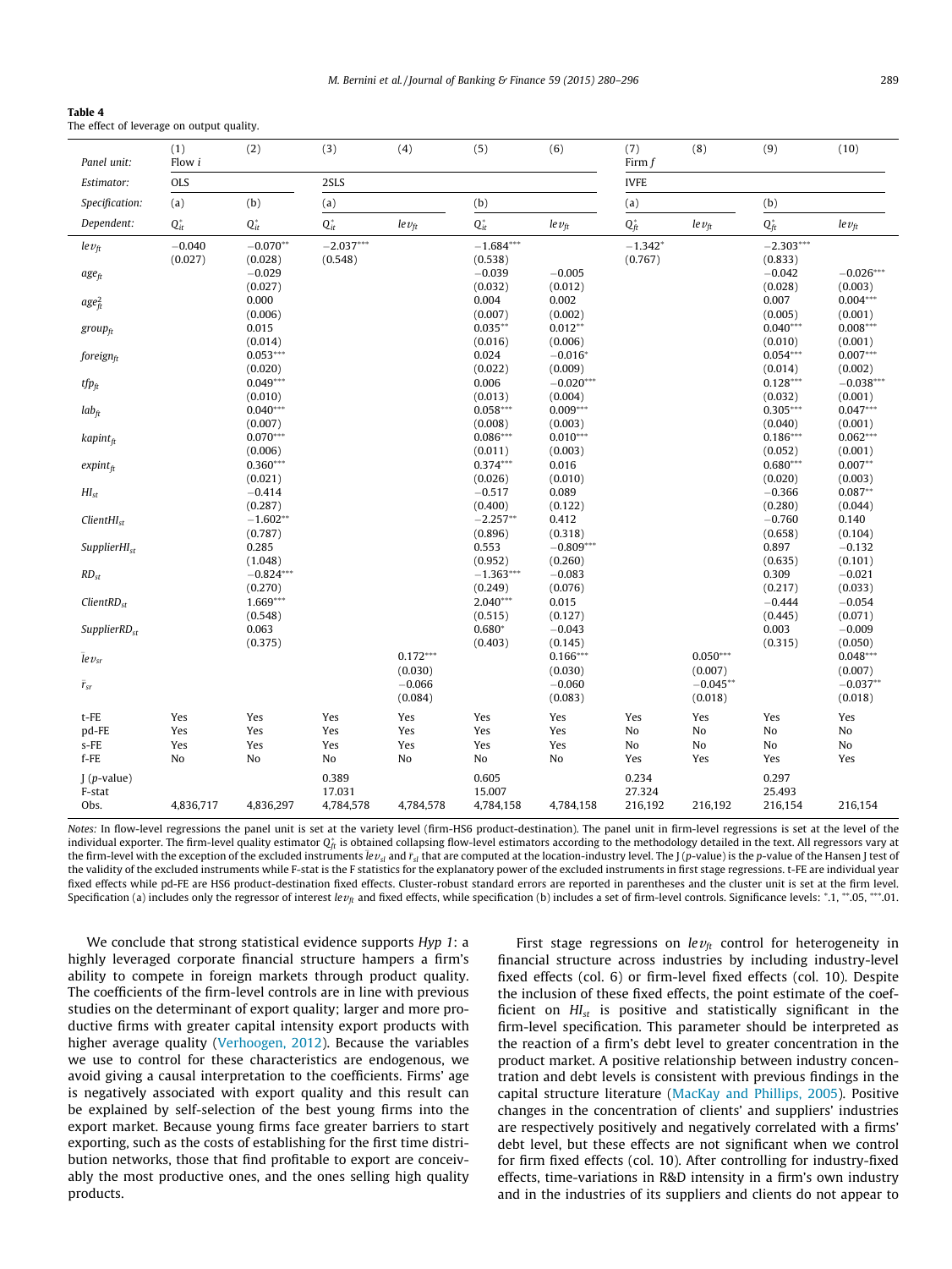**Table 4**
The effect of leverage on output quality.

| Panel unit: | (1) Flow $i$ | (2) | (3) | (4) | (5) | (6) | (7) Firm $f$ | (8) | (9) | (10) |
|---|---|---|---|---|---|---|---|---|---|---|
| Estimator: | OLS | | 2SLS | | | | IVFE | | | |
| Specification: | (a) | (b) | (a) | | (b) | | (a) | | (b) | |
| Dependent: | $Q^*_{it}$ | $Q^*_{it}$ | $Q^*_{it}$ | $lev_{ft}$ | $Q^*_{it}$ | $lev_{ft}$ | $Q^*_{ft}$ | $lev_{ft}$ | $Q^*_{ft}$ | $lev_{ft}$ |
| $lev_{ft}$ | −0.040 | −0.070** | −2.037*** | | −1.684*** | | −1.342* | | −2.303*** | |
| | (0.027) | (0.028) | (0.548) | | (0.538) | | (0.767) | | (0.833) | |
| $age_{ft}$ | | −0.029 | | | −0.039 | −0.005 | | | −0.042 | −0.026*** |
| | | (0.027) | | | (0.032) | (0.012) | | | (0.028) | (0.003) |
| $age^2_{ft}$ | | 0.000 | | | 0.004 | 0.002 | | | 0.007 | 0.004*** |
| | | (0.006) | | | (0.007) | (0.002) | | | (0.005) | (0.001) |
| $group_{ft}$ | | 0.015 | | | 0.035** | 0.012** | | | 0.040*** | 0.008*** |
| | | (0.014) | | | (0.016) | (0.006) | | | (0.010) | (0.001) |
| $foreign_{ft}$ | | 0.053*** | | | 0.024 | −0.016* | | | 0.054*** | 0.007*** |
| | | (0.020) | | | (0.022) | (0.009) | | | (0.014) | (0.002) |
| $tfp_{ft}$ | | 0.049*** | | | 0.006 | −0.020*** | | | 0.128*** | −0.038*** |
| | | (0.010) | | | (0.013) | (0.004) | | | (0.032) | (0.001) |
| $lab_{ft}$ | | 0.040*** | | | 0.058*** | 0.009*** | | | 0.305*** | 0.047*** |
| | | (0.007) | | | (0.008) | (0.003) | | | (0.040) | (0.001) |
| $kapint_{ft}$ | | 0.070*** | | | 0.086*** | 0.010*** | | | 0.186*** | 0.062*** |
| | | (0.006) | | | (0.011) | (0.003) | | | (0.052) | (0.001) |
| $expint_{ft}$ | | 0.360*** | | | 0.374*** | 0.016 | | | 0.680*** | 0.007** |
| | | (0.021) | | | (0.026) | (0.010) | | | (0.020) | (0.003) |
| $HI_{st}$ | | −0.414 | | | −0.517 | 0.089 | | | −0.366 | 0.087** |
| | | (0.287) | | | (0.400) | (0.122) | | | (0.280) | (0.044) |
| $ClientHI_{st}$ | | −1.602** | | | −2.257** | 0.412 | | | −0.760 | 0.140 |
| | | (0.787) | | | (0.896) | (0.318) | | | (0.658) | (0.104) |
| $SupplierHI_{st}$ | | 0.285 | | | 0.553 | −0.809*** | | | 0.897 | −0.132 |
| | | (1.048) | | | (0.952) | (0.260) | | | (0.635) | (0.101) |
| $RD_{st}$ | | −0.824*** | | | −1.363*** | −0.083 | | | 0.309 | −0.021 |
| | | (0.270) | | | (0.249) | (0.076) | | | (0.217) | (0.033) |
| $ClientRD_{st}$ | | 1.669*** | | | 2.040*** | 0.015 | | | −0.444 | −0.054 |
| | | (0.548) | | | (0.515) | (0.127) | | | (0.445) | (0.071) |
| $SupplierRD_{st}$ | | 0.063 | | | 0.680* | −0.043 | | | 0.003 | −0.009 |
| | | (0.375) | | | (0.403) | (0.145) | | | (0.315) | (0.050) |
| $\tilde{lev}_{sr}$ | | | | 0.172*** | | 0.166*** | | 0.050*** | | 0.048*** |
| | | | | (0.030) | | (0.030) | | (0.007) | | (0.007) |
| $\tilde{r}_{sr}$ | | | | −0.066 | | −0.060 | | −0.045** | | −0.037** |
| | | | | (0.084) | | (0.083) | | (0.018) | | (0.018) |
| t-FE | Yes | Yes | Yes | Yes | Yes | Yes | Yes | Yes | Yes | Yes |
| pd-FE | Yes | Yes | Yes | Yes | Yes | Yes | No | No | No | No |
| s-FE | Yes | Yes | Yes | Yes | Yes | Yes | No | No | No | No |
| f-FE | No | No | No | No | No | No | Yes | Yes | Yes | Yes |
| J ($p$-value) | | | 0.389 | | 0.605 | | 0.234 | | 0.297 | |
| F-stat | | | 17.031 | | 15.007 | | 27.324 | | 25.493 | |
| Obs. | 4,836,717 | 4,836,297 | 4,784,578 | 4,784,578 | 4,784,158 | 4,784,158 | 216,192 | 216,192 | 216,154 | 216,154 |

*Notes:* In flow-level regressions the panel unit is set at the variety level (firm-HS6 product-destination). The panel unit in firm-level regressions is set at the level of the individual exporter. The firm-level quality estimator $Q^*_{ft}$ is obtained collapsing flow-level estimators according to the methodology detailed in the text. All regressors vary at the firm-level with the exception of the excluded instruments $\tilde{lev}_{sl}$ and $\tilde{r}_{sl}$ that are computed at the location-industry level. The J ($p$-value) is the $p$-value of the Hansen J test of the validity of the excluded instruments while F-stat is the F statistics for the explanatory power of the excluded instruments in first stage regressions. t-FE are individual year fixed effects while pd-FE are HS6 product-destination fixed effects. Cluster-robust standard errors are reported in parentheses and the cluster unit is set at the firm level. Specification (a) includes only the regressor of interest $lev_{ft}$ and fixed effects, while specification (b) includes a set of firm-level controls. Significance levels: *.1, **.05, ***.01.

We conclude that strong statistical evidence supports *Hyp 1*: a highly leveraged corporate financial structure hampers a firm's ability to compete in foreign markets through product quality. The coefficients of the firm-level controls are in line with previous studies on the determinant of export quality; larger and more productive firms with greater capital intensity export products with higher average quality (Verhoogen, 2012). Because the variables we use to control for these characteristics are endogenous, we avoid giving a causal interpretation to the coefficients. Firms' age is negatively associated with export quality and this result can be explained by self-selection of the best young firms into the export market. Because young firms face greater barriers to start exporting, such as the costs of establishing for the first time distribution networks, those that find profitable to export are conceivably the most productive ones, and the ones selling high quality products.

First stage regressions on $lev_{ft}$ control for heterogeneity in financial structure across industries by including industry-level fixed effects (col. 6) or firm-level fixed effects (col. 10). Despite the inclusion of these fixed effects, the point estimate of the coefficient on $HI_{st}$ is positive and statistically significant in the firm-level specification. This parameter should be interpreted as the reaction of a firm's debt level to greater concentration in the product market. A positive relationship between industry concentration and debt levels is consistent with previous findings in the capital structure literature (MacKay and Phillips, 2005). Positive changes in the concentration of clients' and suppliers' industries are respectively positively and negatively correlated with a firms' debt level, but these effects are not significant when we control for firm fixed effects (col. 10). After controlling for industry-fixed effects, time-variations in R&D intensity in a firm's own industry and in the industries of its suppliers and clients do not appear to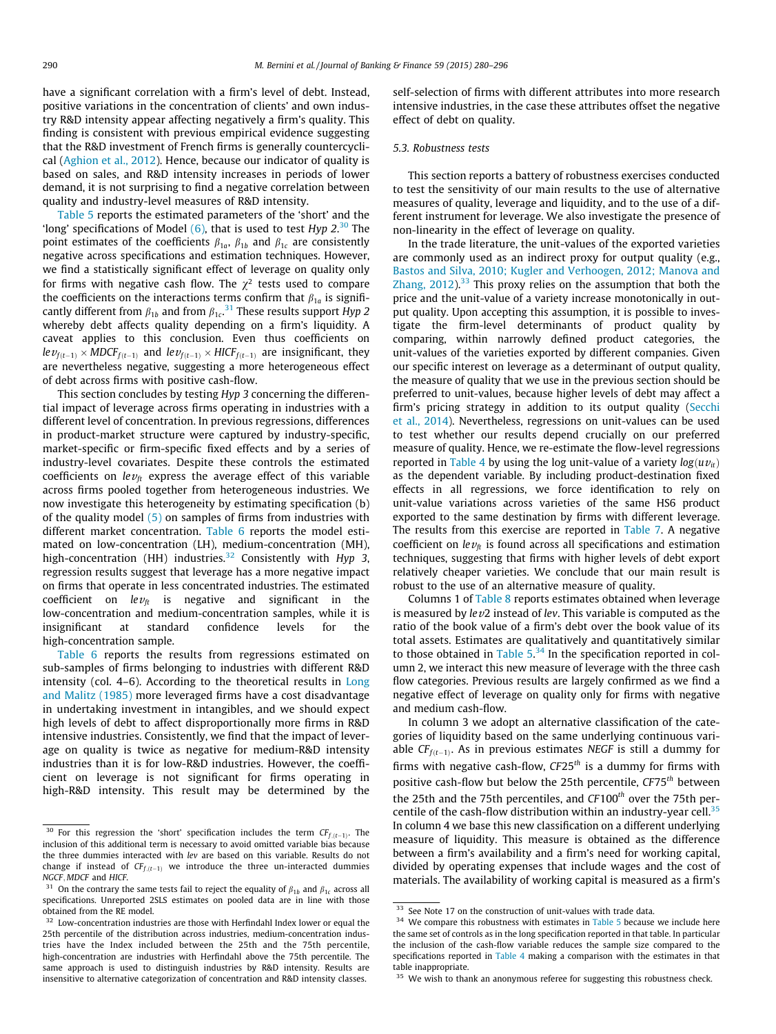have a significant correlation with a firm's level of debt. Instead, positive variations in the concentration of clients' and own industry R&D intensity appear affecting negatively a firm's quality. This finding is consistent with previous empirical evidence suggesting that the R&D investment of French firms is generally countercyclical (Aghion et al., 2012). Hence, because our indicator of quality is based on sales, and R&D intensity increases in periods of lower demand, it is not surprising to find a negative correlation between quality and industry-level measures of R&D intensity.

Table 5 reports the estimated parameters of the 'short' and the 'long' specifications of Model (6), that is used to test *Hyp 2*.[30] The point estimates of the coefficients $\beta_{1a}$, $\beta_{1b}$ and $\beta_{1c}$ are consistently negative across specifications and estimation techniques. However, we find a statistically significant effect of leverage on quality only for firms with negative cash flow. The $\chi^2$ tests used to compare the coefficients on the interactions terms confirm that $\beta_{1a}$ is significantly different from $\beta_{1b}$ and from $\beta_{1c}$.[31] These results support *Hyp 2* whereby debt affects quality depending on a firm's liquidity. A caveat applies to this conclusion. Even thus coefficients on $lev_{f(t-1)} \times MDCF_{f(t-1)}$ and $lev_{f(t-1)} \times HICF_{f(t-1)}$ are insignificant, they are nevertheless negative, suggesting a more heterogeneous effect of debt across firms with positive cash-flow.

This section concludes by testing *Hyp 3* concerning the differential impact of leverage across firms operating in industries with a different level of concentration. In previous regressions, differences in product-market structure were captured by industry-specific, market-specific or firm-specific fixed effects and by a series of industry-level covariates. Despite these controls the estimated coefficients on $lev_{ft}$ express the average effect of this variable across firms pooled together from heterogeneous industries. We now investigate this heterogeneity by estimating specification (b) of the quality model (5) on samples of firms from industries with different market concentration. Table 6 reports the model estimated on low-concentration (LH), medium-concentration (MH), high-concentration (HH) industries.[32] Consistently with *Hyp 3*, regression results suggest that leverage has a more negative impact on firms that operate in less concentrated industries. The estimated coefficient on $lev_{ft}$ is negative and significant in the low-concentration and medium-concentration samples, while it is insignificant at standard confidence levels for the high-concentration sample.

Table 6 reports the results from regressions estimated on sub-samples of firms belonging to industries with different R&D intensity (col. 4–6). According to the theoretical results in Long and Malitz (1985) more leveraged firms have a cost disadvantage in undertaking investment in intangibles, and we should expect high levels of debt to affect disproportionally more firms in R&D intensive industries. Consistently, we find that the impact of leverage on quality is twice as negative for medium-R&D intensity industries than it is for low-R&D industries. However, the coefficient on leverage is not significant for firms operating in high-R&D intensity. This result may be determined by the self-selection of firms with different attributes into more research intensive industries, in the case these attributes offset the negative effect of debt on quality.

### 5.3. Robustness tests

This section reports a battery of robustness exercises conducted to test the sensitivity of our main results to the use of alternative measures of quality, leverage and liquidity, and to the use of a different instrument for leverage. We also investigate the presence of non-linearity in the effect of leverage on quality.

In the trade literature, the unit-values of the exported varieties are commonly used as an indirect proxy for output quality (e.g., Bastos and Silva, 2010; Kugler and Verhoogen, 2012; Manova and Zhang, 2012).[33] This proxy relies on the assumption that both the price and the unit-value of a variety increase monotonically in output quality. Upon accepting this assumption, it is possible to investigate the firm-level determinants of product quality by comparing, within narrowly defined product categories, the unit-values of the varieties exported by different companies. Given our specific interest on leverage as a determinant of output quality, the measure of quality that we use in the previous section should be preferred to unit-values, because higher levels of debt may affect a firm's pricing strategy in addition to its output quality (Secchi et al., 2014). Nevertheless, regressions on unit-values can be used to test whether our results depend crucially on our preferred measure of quality. Hence, we re-estimate the flow-level regressions reported in Table 4 by using the log unit-value of a variety $log(uv_{it})$ as the dependent variable. By including product-destination fixed effects in all regressions, we force identification to rely on unit-value variations across varieties of the same HS6 product exported to the same destination by firms with different leverage. The results from this exercise are reported in Table 7. A negative coefficient on $lev_{ft}$ is found across all specifications and estimation techniques, suggesting that firms with higher levels of debt export relatively cheaper varieties. We conclude that our main result is robust to the use of an alternative measure of quality.

Columns 1 of Table 8 reports estimates obtained when leverage is measured by $lev2$ instead of $lev$. This variable is computed as the ratio of the book value of a firm's debt over the book value of its total assets. Estimates are qualitatively and quantitatively similar to those obtained in Table 5.[34] In the specification reported in column 2, we interact this new measure of leverage with the three cash flow categories. Previous results are largely confirmed as we find a negative effect of leverage on quality only for firms with negative and medium cash-flow.

In column 3 we adopt an alternative classification of the categories of liquidity based on the same underlying continuous variable $CF_{f(t-1)}$. As in previous estimates *NEGF* is still a dummy for firms with negative cash-flow, $CF25^{th}$ is a dummy for firms with positive cash-flow but below the 25th percentile, $CF75^{th}$ between the 25th and the 75th percentiles, and $CF100^{th}$ over the 75th percentile of the cash-flow distribution within an industry-year cell.[35] In column 4 we base this new classification on a different underlying measure of liquidity. This measure is obtained as the difference between a firm's availability and a firm's need for working capital, divided by operating expenses that include wages and the cost of materials. The availability of working capital is measured as a firm's

---

[30] For this regression the 'short' specification includes the term $CF_{f,(t-1)}$. The inclusion of this additional term is necessary to avoid omitted variable bias because the three dummies interacted with *lev* are based on this variable. Results do not change if instead of $CF_{f,(t-1)}$ we introduce the three un-interacted dummies *NGCF*, *MDCF* and *HICF*.

[31] On the contrary the same tests fail to reject the equality of $\beta_{1b}$ and $\beta_{1c}$ across all specifications. Unreported 2SLS estimates on pooled data are in line with those obtained from the RE model.

[32] Low-concentration industries are those with Herfindahl Index lower or equal the 25th percentile of the distribution across industries, medium-concentration industries have the Index included between the 25th and the 75th percentile, high-concentration are industries with Herfindahl above the 75th percentile. The same approach is used to distinguish industries by R&D intensity. Results are insensitive to alternative categorization of concentration and R&D intensity classes.

[33] See Note 17 on the construction of unit-values with trade data.

[34] We compare this robustness with estimates in Table 5 because we include here the same set of controls as in the long specification reported in that table. In particular the inclusion of the cash-flow variable reduces the sample size compared to the specifications reported in Table 4 making a comparison with the estimates in that table inappropriate.

[35] We wish to thank an anonymous referee for suggesting this robustness check.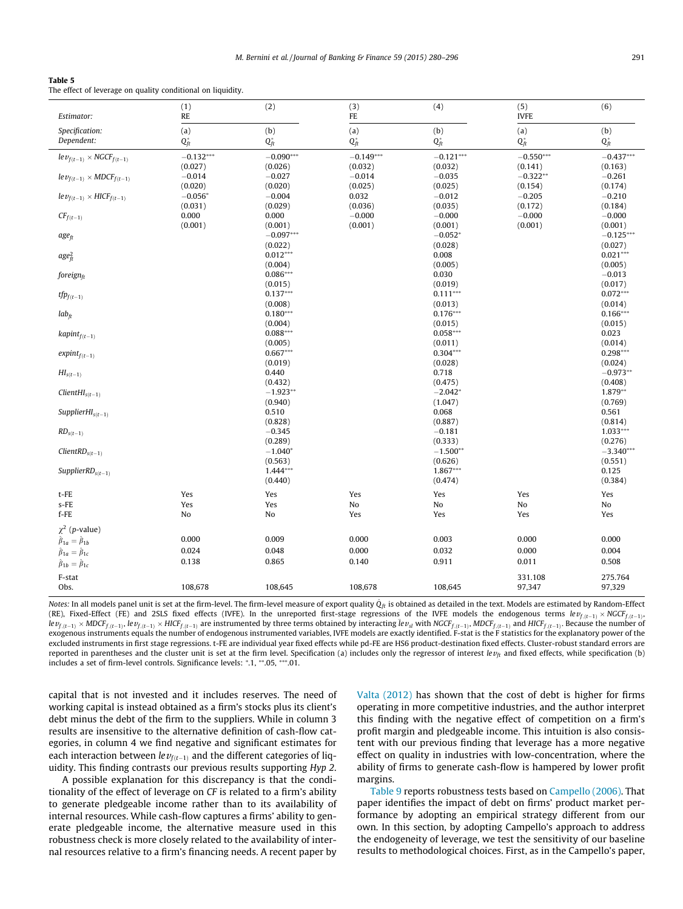**Table 5**
The effect of leverage on quality conditional on liquidity.

| Estimator: | (1) RE | (2) | (3) FE | (4) | (5) IVFE | (6) |
|---|---|---|---|---|---|---|
| Specification: | (a) | (b) | (a) | (b) | (a) | (b) |
| Dependent: | $\hat{Q}^*_{ft}$ | $\hat{Q}^*_{ft}$ | $\hat{Q}^*_{ft}$ | $\hat{Q}^*_{ft}$ | $\hat{Q}^*_{ft}$ | $\hat{Q}^*_{ft}$ |
| $lev_{f(t-1)} \times NGCF_{f(t-1)}$ | −0.132*** | −0.090*** | −0.149*** | −0.121*** | −0.550*** | −0.437*** |
| | (0.027) | (0.026) | (0.032) | (0.032) | (0.141) | (0.163) |
| $lev_{f(t-1)} \times MDCF_{f(t-1)}$ | −0.014 | −0.027 | −0.014 | −0.035 | −0.322** | −0.261 |
| | (0.020) | (0.020) | (0.025) | (0.025) | (0.154) | (0.174) |
| $lev_{f(t-1)} \times HICF_{f(t-1)}$ | −0.056* | −0.004 | 0.032 | −0.012 | −0.205 | −0.210 |
| | (0.031) | (0.029) | (0.036) | (0.035) | (0.172) | (0.184) |
| $CF_{f(t-1)}$ | 0.000 | 0.000 | −0.000 | −0.000 | −0.000 | −0.000 |
| | (0.001) | (0.001) | (0.001) | (0.001) | (0.001) | (0.001) |
| $age_{ft}$ | | −0.097*** | | −0.052* | | −0.125*** |
| | | (0.022) | | (0.028) | | (0.027) |
| $age^2_{ft}$ | | 0.012*** | | 0.008 | | 0.021*** |
| | | (0.004) | | (0.005) | | (0.005) |
| $foreign_{ft}$ | | 0.086*** | | 0.030 | | −0.013 |
| | | (0.015) | | (0.019) | | (0.017) |
| $tfp_{f(t-1)}$ | | 0.137*** | | 0.111*** | | 0.072*** |
| | | (0.008) | | (0.013) | | (0.014) |
| $lab_{ft}$ | | 0.180*** | | 0.176*** | | 0.166*** |
| | | (0.004) | | (0.015) | | (0.015) |
| $kapint_{f(t-1)}$ | | 0.088*** | | 0.058*** | | 0.023 |
| | | (0.005) | | (0.011) | | (0.014) |
| $expint_{f(t-1)}$ | | 0.667*** | | 0.304*** | | 0.298*** |
| | | (0.019) | | (0.028) | | (0.024) |
| $HI_{s(t-1)}$ | | 0.440 | | 0.718 | | −0.973** |
| | | (0.432) | | (0.475) | | (0.408) |
| $ClientHI_{s(t-1)}$ | | −1.923** | | −2.042* | | 1.879** |
| | | (0.940) | | (1.047) | | (0.769) |
| $SupplierHI_{s(t-1)}$ | | 0.510 | | 0.068 | | 0.561 |
| | | (0.828) | | (0.887) | | (0.814) |
| $RD_{s(t-1)}$ | | −0.345 | | −0.181 | | 1.033*** |
| | | (0.289) | | (0.333) | | (0.276) |
| $ClientRD_{s(t-1)}$ | | −1.040* | | −1.500** | | −3.340*** |
| | | (0.563) | | (0.626) | | (0.551) |
| $SupplierRD_{s(t-1)}$ | | 1.444*** | | 1.867*** | | 0.125 |
| | | (0.440) | | (0.474) | | (0.384) |
| t-FE | Yes | Yes | Yes | Yes | Yes | Yes |
| s-FE | Yes | Yes | No | No | No | No |
| f-FE | No | No | Yes | Yes | Yes | Yes |
| $\chi^2$ (p-value) | | | | | | |
| $\hat{\beta}_{1a} = \hat{\beta}_{1b}$ | 0.000 | 0.009 | 0.000 | 0.003 | 0.000 | 0.000 |
| $\hat{\beta}_{1a} = \hat{\beta}_{1c}$ | 0.024 | 0.048 | 0.000 | 0.032 | 0.000 | 0.004 |
| $\hat{\beta}_{1b} = \hat{\beta}_{1c}$ | 0.138 | 0.865 | 0.140 | 0.911 | 0.011 | 0.508 |
| F-stat | | | | | 331.108 | 275.764 |
| Obs. | 108,678 | 108,645 | 108,678 | 108,645 | 97,347 | 97,329 |

*Notes:* In all models panel unit is set at the firm-level. The firm-level measure of export quality $\hat{Q}_{ft}$ is obtained as detailed in the text. Models are estimated by Random-Effect (RE), Fixed-Effect (FE) and 2SLS fixed effects (IVFE). In the unreported first-stage regressions of the IVFE models the endogenous terms $lev_{f,(t-1)} \times NGCF_{f,(t-1)}$, $lev_{f,(t-1)} \times MDCF_{f,(t-1)}$, $lev_{f,(t-1)} \times HICF_{f,(t-1)}$ are instrumented by three terms obtained by interacting $lev_{sl}$ with $NGCF_{f,(t-1)}$, $MDCF_{f,(t-1)}$ and $HICF_{f,(t-1)}$. Because the number of exogenous instruments equals the number of endogenous instrumented variables, IVFE models are exactly identified. F-stat is the F statistics for the explanatory power of the excluded instruments in first stage regressions. t-FE are individual year fixed effects while pd-FE are HS6 product-destination fixed effects. Cluster-robust standard errors are reported in parentheses and the cluster unit is set at the firm level. Specification (a) includes only the regressor of interest $lev_{ft}$ and fixed effects, while specification (b) includes a set of firm-level controls. Significance levels: *.1, **.05, ***.01.

capital that is not invested and it includes reserves. The need of working capital is instead obtained as a firm's stocks plus its client's debt minus the debt of the firm to the suppliers. While in column 3 results are insensitive to the alternative definition of cash-flow categories, in column 4 we find negative and significant estimates for each interaction between $lev_{f(t-1)}$ and the different categories of liquidity. This finding contrasts our previous results supporting *Hyp 2*.

A possible explanation for this discrepancy is that the conditionality of the effect of leverage on *CF* is related to a firm's ability to generate pledgeable income rather than to its availability of internal resources. While cash-flow captures a firms' ability to generate pledgeable income, the alternative measure used in this robustness check is more closely related to the availability of internal resources relative to a firm's financing needs. A recent paper by Valta (2012) has shown that the cost of debt is higher for firms operating in more competitive industries, and the author interpret this finding with the negative effect of competition on a firm's profit margin and pledgeable income. This intuition is also consistent with our previous finding that leverage has a more negative effect on quality in industries with low-concentration, where the ability of firms to generate cash-flow is hampered by lower profit margins.

Table 9 reports robustness tests based on Campello (2006). That paper identifies the impact of debt on firms' product market performance by adopting an empirical strategy different from our own. In this section, by adopting Campello's approach to address the endogeneity of leverage, we test the sensitivity of our baseline results to methodological choices. First, as in the Campello's paper,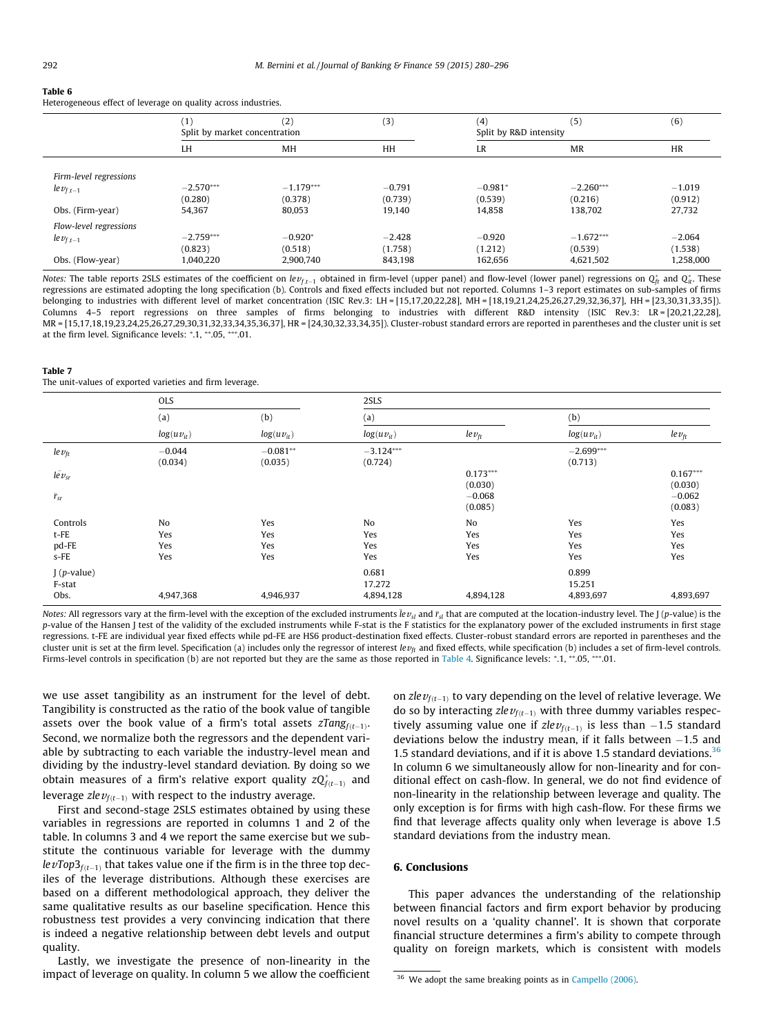**Table 6**
Heterogeneous effect of leverage on quality across industries.

| | (1) | (2) | (3) | (4) | (5) | (6) |
|---|---|---|---|---|---|---|
| | Split by market concentration | | | Split by R&D intensity | | |
| | LH | MH | HH | LR | MR | HR |
| *Firm-level regressions* | | | | | | |
| $lev_{f,t-1}$ | −2.570*** | −1.179*** | −0.791 | −0.981* | −2.260*** | −1.019 |
| | (0.280) | (0.378) | (0.739) | (0.539) | (0.216) | (0.912) |
| Obs. (Firm-year) | 54,367 | 80,053 | 19,140 | 14,858 | 138,702 | 27,732 |
| *Flow-level regressions* | | | | | | |
| $lev_{f,t-1}$ | −2.759*** | −0.920* | −2.428 | −0.920 | −1.672*** | −2.064 |
| | (0.823) | (0.518) | (1.758) | (1.212) | (0.539) | (1.538) |
| Obs. (Flow-year) | 1,040,220 | 2,900,740 | 843,198 | 162,656 | 4,621,502 | 1,258,000 |

*Notes:* The table reports 2SLS estimates of the coefficient on $lev_{f,t-1}$ obtained in firm-level (upper panel) and flow-level (lower panel) regressions on $Q^*_{ft}$ and $Q^*_{it}$. These regressions are estimated adopting the long specification (b). Controls and fixed effects included but not reported. Columns 1–3 report estimates on sub-samples of firms belonging to industries with different level of market concentration (ISIC Rev.3: LH = [15,17,20,22,28], MH = [18,19,21,24,25,26,27,29,32,36,37], HH = [23,30,31,33,35]). Columns 4–5 report regressions on three samples of firms belonging to industries with different R&D intensity (ISIC Rev.3: LR = [20,21,22,28], MR = [15,17,18,19,23,24,25,26,27,29,30,31,32,33,34,35,36,37], HR = [24,30,32,33,34,35]). Cluster-robust standard errors are reported in parentheses and the cluster unit is set at the firm level. Significance levels: *.1, **.05, ***.01.

**Table 7**
The unit-values of exported varieties and firm leverage.

| | OLS | | 2SLS | | | |
|---|---|---|---|---|---|---|
| | (a) | (b) | (a) | | (b) | |
| | $log(uv_{it})$ | $log(uv_{it})$ | $log(uv_{it})$ | $lev_{ft}$ | $log(uv_{it})$ | $lev_{ft}$ |
| $lev_{ft}$ | −0.044 | −0.081** | −3.124*** | | −2.699*** | |
| | (0.034) | (0.035) | (0.724) | | (0.713) | |
| $\bar{lev}_{sr}$ | | | | 0.173*** | | 0.167*** |
| | | | | (0.030) | | (0.030) |
| $\bar{r}_{sr}$ | | | | −0.068 | | −0.062 |
| | | | | (0.085) | | (0.083) |
| Controls | No | Yes | No | No | Yes | Yes |
| t-FE | Yes | Yes | Yes | Yes | Yes | Yes |
| pd-FE | Yes | Yes | Yes | Yes | Yes | Yes |
| s-FE | Yes | Yes | Yes | Yes | Yes | Yes |
| J (*p*-value) | | | 0.681 | | 0.899 | |
| F-stat | | | 17.272 | | 15.251 | |
| Obs. | 4,947,368 | 4,946,937 | 4,894,128 | 4,894,128 | 4,893,697 | 4,893,697 |

*Notes:* All regressors vary at the firm-level with the exception of the excluded instruments $\bar{lev}_{sl}$ and $\bar{r}_{sl}$ that are computed at the location-industry level. The J (*p*-value) is the *p*-value of the Hansen J test of the validity of the excluded instruments while F-stat is the F statistics for the explanatory power of the excluded instruments in first stage regressions. t-FE are individual year fixed effects while pd-FE are HS6 product-destination fixed effects. Cluster-robust standard errors are reported in parentheses and the cluster unit is set at the firm level. Specification (a) includes only the regressor of interest $lev_{ft}$ and fixed effects, while specification (b) includes a set of firm-level controls. Firms-level controls in specification (b) are not reported but they are the same as those reported in Table 4. Significance levels: *.1, **.05, ***.01.

we use asset tangibility as an instrument for the level of debt. Tangibility is constructed as the ratio of the book value of tangible assets over the book value of a firm's total assets $zTang_{f(t-1)}$. Second, we normalize both the regressors and the dependent variable by subtracting to each variable the industry-level mean and dividing by the industry-level standard deviation. By doing so we obtain measures of a firm's relative export quality $zQ^*_{f(t-1)}$ and leverage $zlev_{f(t-1)}$ with respect to the industry average.

First and second-stage 2SLS estimates obtained by using these variables in regressions are reported in columns 1 and 2 of the table. In columns 3 and 4 we report the same exercise but we substitute the continuous variable for leverage with the dummy $levTop3_{f(t-1)}$ that takes value one if the firm is in the three top deciles of the leverage distributions. Although these exercises are based on a different methodological approach, they deliver the same qualitative results as our baseline specification. Hence this robustness test provides a very convincing indication that there is indeed a negative relationship between debt levels and output quality.

Lastly, we investigate the presence of non-linearity in the impact of leverage on quality. In column 5 we allow the coefficient on $zlev_{f(t-1)}$ to vary depending on the level of relative leverage. We do so by interacting $zlev_{f(t-1)}$ with three dummy variables respectively assuming value one if $zlev_{f(t-1)}$ is less than −1.5 standard deviations below the industry mean, if it falls between −1.5 and 1.5 standard deviations, and if it is above 1.5 standard deviations.[36] In column 6 we simultaneously allow for non-linearity and for conditional effect on cash-flow. In general, we do not find evidence of non-linearity in the relationship between leverage and quality. The only exception is for firms with high cash-flow. For these firms we find that leverage affects quality only when leverage is above 1.5 standard deviations from the industry mean.

## 6. Conclusions

This paper advances the understanding of the relationship between financial factors and firm export behavior by producing novel results on a 'quality channel'. It is shown that corporate financial structure determines a firm's ability to compete through quality on foreign markets, which is consistent with models

[36] We adopt the same breaking points as in Campello (2006).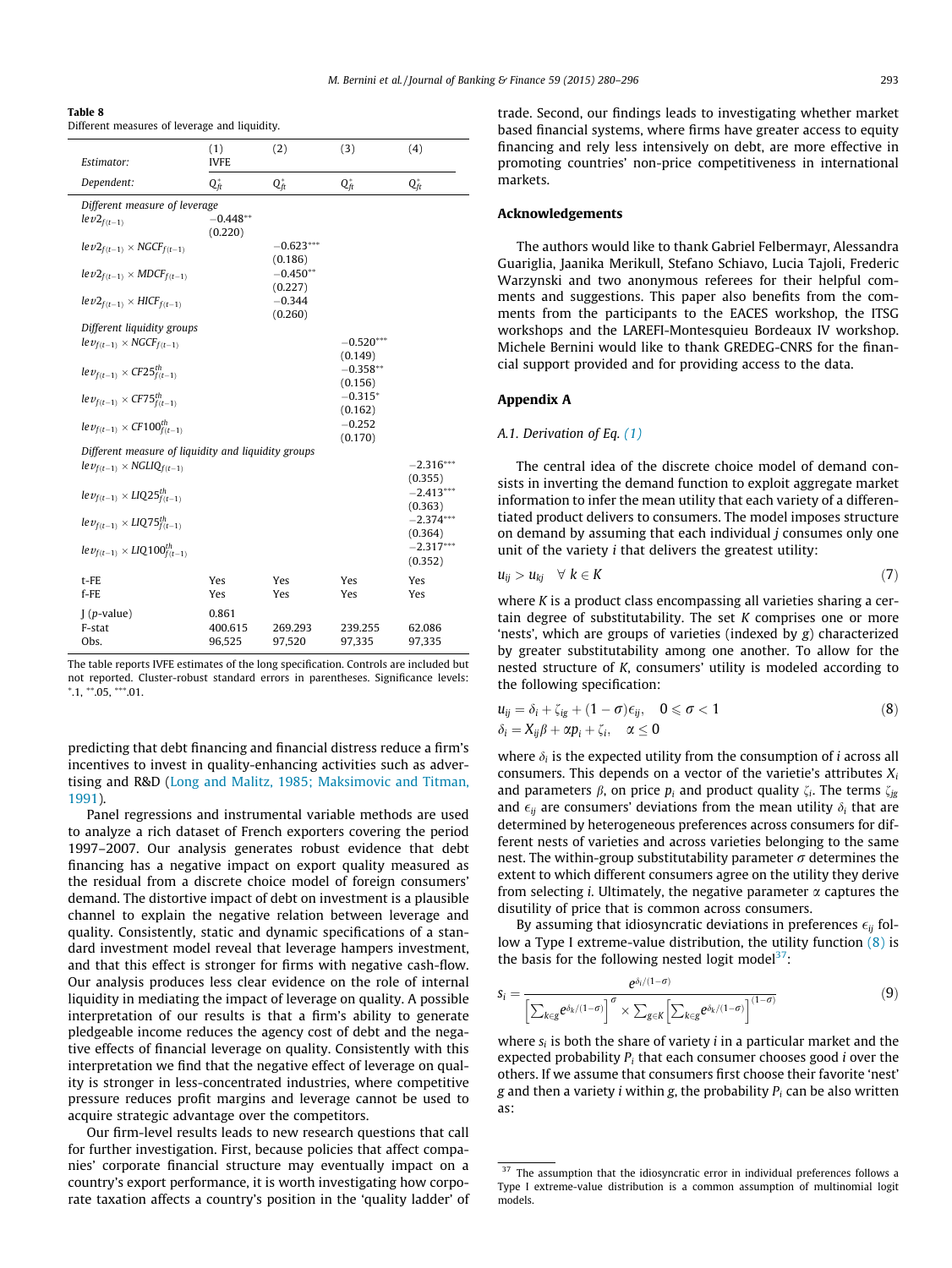**Table 8**
Different measures of leverage and liquidity.

| Estimator: | (1) IVFE | (2) | (3) | (4) |
|---|---|---|---|---|
| Dependent: | $Q^*_{ft}$ | $Q^*_{ft}$ | $Q^*_{ft}$ | $Q^*_{ft}$ |
| *Different measure of leverage* | | | | |
| $lev2_{f(t-1)}$ | −0.448** | | | |
| | (0.220) | | | |
| $lev2_{f(t-1)} \times NGCF_{f(t-1)}$ | | −0.623*** | | |
| | | (0.186) | | |
| $lev2_{f(t-1)} \times MDCF_{f(t-1)}$ | | −0.450** | | |
| | | (0.227) | | |
| $lev2_{f(t-1)} \times HICF_{f(t-1)}$ | | −0.344 | | |
| | | (0.260) | | |
| *Different liquidity groups* | | | | |
| $lev_{f(t-1)} \times NGCF_{f(t-1)}$ | | | −0.520*** | |
| | | | (0.149) | |
| $lev_{f(t-1)} \times CF25^{th}_{f(t-1)}$ | | | −0.358** | |
| | | | (0.156) | |
| $lev_{f(t-1)} \times CF75^{th}_{f(t-1)}$ | | | −0.315* | |
| | | | (0.162) | |
| $lev_{f(t-1)} \times CF100^{th}_{f(t-1)}$ | | | −0.252 | |
| | | | (0.170) | |
| *Different measure of liquidity and liquidity groups* | | | | |
| $lev_{f(t-1)} \times NGLIQ_{f(t-1)}$ | | | | −2.316*** |
| | | | | (0.355) |
| $lev_{f(t-1)} \times LIQ25^{th}_{f(t-1)}$ | | | | −2.413*** |
| | | | | (0.363) |
| $lev_{f(t-1)} \times LIQ75^{th}_{f(t-1)}$ | | | | −2.374*** |
| | | | | (0.364) |
| $lev_{f(t-1)} \times LIQ100^{th}_{f(t-1)}$ | | | | −2.317*** |
| | | | | (0.352) |
| t-FE | Yes | Yes | Yes | Yes |
| f-FE | Yes | Yes | Yes | Yes |
| J (p-value) | 0.861 | | | |
| F-stat | 400.615 | 269.293 | 239.255 | 62.086 |
| Obs. | 96,525 | 97,520 | 97,335 | 97,335 |

The table reports IVFE estimates of the long specification. Controls are included but not reported. Cluster-robust standard errors in parentheses. Significance levels: *.1, **.05, ***.01.

predicting that debt financing and financial distress reduce a firm's incentives to invest in quality-enhancing activities such as advertising and R&D (Long and Malitz, 1985; Maksimovic and Titman, 1991).

Panel regressions and instrumental variable methods are used to analyze a rich dataset of French exporters covering the period 1997–2007. Our analysis generates robust evidence that debt financing has a negative impact on export quality measured as the residual from a discrete choice model of foreign consumers' demand. The distortive impact of debt on investment is a plausible channel to explain the negative relation between leverage and quality. Consistently, static and dynamic specifications of a standard investment model reveal that leverage hampers investment, and that this effect is stronger for firms with negative cash-flow. Our analysis produces less clear evidence on the role of internal liquidity in mediating the impact of leverage on quality. A possible interpretation of our results is that a firm's ability to generate pledgeable income reduces the agency cost of debt and the negative effects of financial leverage on quality. Consistently with this interpretation we find that the negative effect of leverage on quality is stronger in less-concentrated industries, where competitive pressure reduces profit margins and leverage cannot be used to acquire strategic advantage over the competitors.

Our firm-level results leads to new research questions that call for further investigation. First, because policies that affect companies' corporate financial structure may eventually impact on a country's export performance, it is worth investigating how corporate taxation affects a country's position in the 'quality ladder' of trade. Second, our findings leads to investigating whether market based financial systems, where firms have greater access to equity financing and rely less intensively on debt, are more effective in promoting countries' non-price competitiveness in international markets.

## Acknowledgements

The authors would like to thank Gabriel Felbermayr, Alessandra Guariglia, Jaanika Merikull, Stefano Schiavo, Lucia Tajoli, Frederic Warzynski and two anonymous referees for their helpful comments and suggestions. This paper also benefits from the comments from the participants to the EACES workshop, the ITSG workshops and the LAREFI-Montesquieu Bordeaux IV workshop. Michele Bernini would like to thank GREDEG-CNRS for the financial support provided and for providing access to the data.

## Appendix A

### A.1. Derivation of Eq. (1)

The central idea of the discrete choice model of demand consists in inverting the demand function to exploit aggregate market information to infer the mean utility that each variety of a differentiated product delivers to consumers. The model imposes structure on demand by assuming that each individual $j$ consumes only one unit of the variety $i$ that delivers the greatest utility:

$$u_{ij} > u_{kj} \quad \forall\, k \in K \tag{7}$$

where $K$ is a product class encompassing all varieties sharing a certain degree of substitutability. The set $K$ comprises one or more 'nests', which are groups of varieties (indexed by $g$) characterized by greater substitutability among one another. To allow for the nested structure of $K$, consumers' utility is modeled according to the following specification:

$$u_{ij} = \delta_i + \zeta_{ig} + (1-\sigma)\epsilon_{ij}, \quad 0 \leqslant \sigma < 1 \tag{8}$$
$$\delta_i = X_{ij}\beta + \alpha p_i + \zeta_i, \quad \alpha \leqslant 0$$

where $\delta_i$ is the expected utility from the consumption of $i$ across all consumers. This depends on a vector of the varietie's attributes $X_i$ and parameters $\beta$, on price $p_i$ and product quality $\zeta_i$. The terms $\zeta_{jg}$ and $\epsilon_{ij}$ are consumers' deviations from the mean utility $\delta_i$ that are determined by heterogeneous preferences across consumers for different nests of varieties and across varieties belonging to the same nest. The within-group substitutability parameter $\sigma$ determines the extent to which different consumers agree on the utility they derive from selecting $i$. Ultimately, the negative parameter $\alpha$ captures the disutility of price that is common across consumers.

By assuming that idiosyncratic deviations in preferences $\epsilon_{ij}$ follow a Type I extreme-value distribution, the utility function (8) is the basis for the following nested logit model[37]:

$$s_i = \frac{e^{\delta_i/(1-\sigma)}}{\left[\sum_{k\in g} e^{\delta_k/(1-\sigma)}\right]^{\sigma} \times \sum_{g\in K}\left[\sum_{k\in g} e^{\delta_k/(1-\sigma)}\right]^{(1-\sigma)}} \tag{9}$$

where $s_i$ is both the share of variety $i$ in a particular market and the expected probability $P_i$ that each consumer chooses good $i$ over the others. If we assume that consumers first choose their favorite 'nest' $g$ and then a variety $i$ within $g$, the probability $P_i$ can be also written as:

[37] The assumption that the idiosyncratic error in individual preferences follows a Type I extreme-value distribution is a common assumption of multinomial logit models.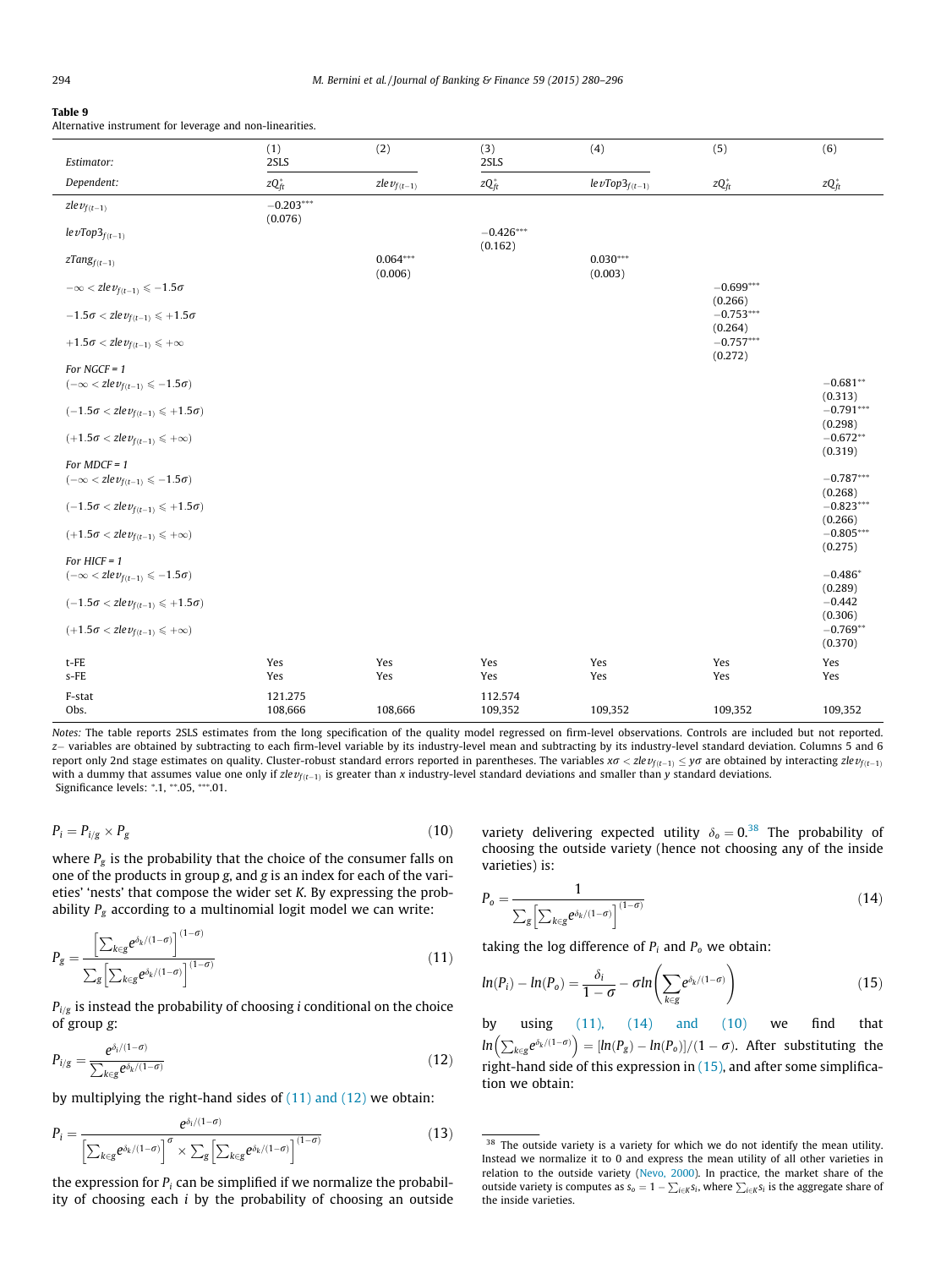**Table 9**
Alternative instrument for leverage and non-linearities.

| Estimator: | (1) 2SLS | (2) | (3) 2SLS | (4) | (5) | (6) |
|---|---|---|---|---|---|---|
| Dependent: | $zQ^*_{ft}$ | $zlev_{f(t-1)}$ | $zQ^*_{ft}$ | $levTop3_{f(t-1)}$ | $zQ^*_{ft}$ | $zQ^*_{ft}$ |
| $zlev_{f(t-1)}$ | −0.203*** | | | | | |
| | (0.076) | | | | | |
| $levTop3_{f(t-1)}$ | | | −0.426*** | | | |
| | | | (0.162) | | | |
| $zTang_{f(t-1)}$ | | 0.064*** | | 0.030*** | | |
| | | (0.006) | | (0.003) | | |
| $-\infty < zlev_{f(t-1)} \leqslant -1.5\sigma$ | | | | | −0.699*** | |
| | | | | | (0.266) | |
| $-1.5\sigma < zlev_{f(t-1)} \leqslant +1.5\sigma$ | | | | | −0.753*** | |
| | | | | | (0.264) | |
| $+1.5\sigma < zlev_{f(t-1)} \leqslant +\infty$ | | | | | −0.757*** | |
| | | | | | (0.272) | |
| *For NGCF = 1* | | | | | | |
| $(-\infty < zlev_{f(t-1)} \leqslant -1.5\sigma)$ | | | | | | −0.681** |
| | | | | | | (0.313) |
| $(-1.5\sigma < zlev_{f(t-1)} \leqslant +1.5\sigma)$ | | | | | | −0.791*** |
| | | | | | | (0.298) |
| $(+1.5\sigma < zlev_{f(t-1)} \leqslant +\infty)$ | | | | | | −0.672** |
| | | | | | | (0.319) |
| *For MDCF = 1* | | | | | | |
| $(-\infty < zlev_{f(t-1)} \leqslant -1.5\sigma)$ | | | | | | −0.787*** |
| | | | | | | (0.268) |
| $(-1.5\sigma < zlev_{f(t-1)} \leqslant +1.5\sigma)$ | | | | | | −0.823*** |
| | | | | | | (0.266) |
| $(+1.5\sigma < zlev_{f(t-1)} \leqslant +\infty)$ | | | | | | −0.805*** |
| | | | | | | (0.275) |
| *For HICF = 1* | | | | | | |
| $(-\infty < zlev_{f(t-1)} \leqslant -1.5\sigma)$ | | | | | | −0.486* |
| | | | | | | (0.289) |
| $(-1.5\sigma < zlev_{f(t-1)} \leqslant +1.5\sigma)$ | | | | | | −0.442 |
| | | | | | | (0.306) |
| $(+1.5\sigma < zlev_{f(t-1)} \leqslant +\infty)$ | | | | | | −0.769** |
| | | | | | | (0.370) |
| t-FE | Yes | Yes | Yes | Yes | Yes | Yes |
| s-FE | Yes | Yes | Yes | Yes | Yes | Yes |
| F-stat | 121.275 | | 112.574 | | | |
| Obs. | 108,666 | 108,666 | 109,352 | 109,352 | 109,352 | 109,352 |

*Notes:* The table reports 2SLS estimates from the long specification of the quality model regressed on firm-level observations. Controls are included but not reported. $z-$ variables are obtained by subtracting to each firm-level variable by its industry-level mean and subtracting by its industry-level standard deviation. Columns 5 and 6 report only 2nd stage estimates on quality. Cluster-robust standard errors reported in parentheses. The variables $x\sigma < zlev_{f(t-1)} \leq y\sigma$ are obtained by interacting $zlev_{f(t-1)}$ with a dummy that assumes value one only if $zlev_{f(t-1)}$ is greater than $x$ industry-level standard deviations and smaller than $y$ standard deviations.
Significance levels: *.1, **.05, ***.01.

$$P_i = P_{i/g} \times P_g \tag{10}$$

where $P_g$ is the probability that the choice of the consumer falls on one of the products in group $g$, and $g$ is an index for each of the varieties' 'nests' that compose the wider set $K$. By expressing the probability $P_g$ according to a multinomial logit model we can write:

$$P_g = \frac{\left[\sum_{k \in g} e^{\delta_k/(1-\sigma)}\right]^{(1-\sigma)}}{\sum_g \left[\sum_{k \in g} e^{\delta_k/(1-\sigma)}\right]^{(1-\sigma)}} \tag{11}$$

$P_{i/g}$ is instead the probability of choosing $i$ conditional on the choice of group $g$:

$$P_{i/g} = \frac{e^{\delta_i/(1-\sigma)}}{\sum_{k \in g} e^{\delta_k/(1-\sigma)}} \tag{12}$$

by multiplying the right-hand sides of (11) and (12) we obtain:

$$P_i = \frac{e^{\delta_i/(1-\sigma)}}{\left[\sum_{k \in g} e^{\delta_k/(1-\sigma)}\right]^{\sigma} \times \sum_g \left[\sum_{k \in g} e^{\delta_k/(1-\sigma)}\right]^{(1-\sigma)}} \tag{13}$$

the expression for $P_i$ can be simplified if we normalize the probability of choosing each $i$ by the probability of choosing an outside variety delivering expected utility $\delta_o = 0$.[38] The probability of choosing the outside variety (hence not choosing any of the inside varieties) is:

$$P_o = \frac{1}{\sum_g \left[\sum_{k \in g} e^{\delta_k/(1-\sigma)}\right]^{(1-\sigma)}} \tag{14}$$

taking the log difference of $P_i$ and $P_o$ we obtain:

$$ln(P_i) - ln(P_o) = \frac{\delta_i}{1-\sigma} - \sigma ln\left(\sum_{k \in g} e^{\delta_k/(1-\sigma)}\right) \tag{15}$$

by using (11), (14) and (10) we find that $ln\left(\sum_{k \in g} e^{\delta_k/(1-\sigma)}\right) = [ln(P_g) - ln(P_o)]/(1-\sigma)$. After substituting the right-hand side of this expression in (15), and after some simplification we obtain:

[38] The outside variety is a variety for which we do not identify the mean utility. Instead we normalize it to 0 and express the mean utility of all other varieties in relation to the outside variety (Nevo, 2000). In practice, the market share of the outside variety is computes as $s_o = 1 - \sum_{i \in K} s_i$, where $\sum_{i \in K} s_i$ is the aggregate share of the inside varieties.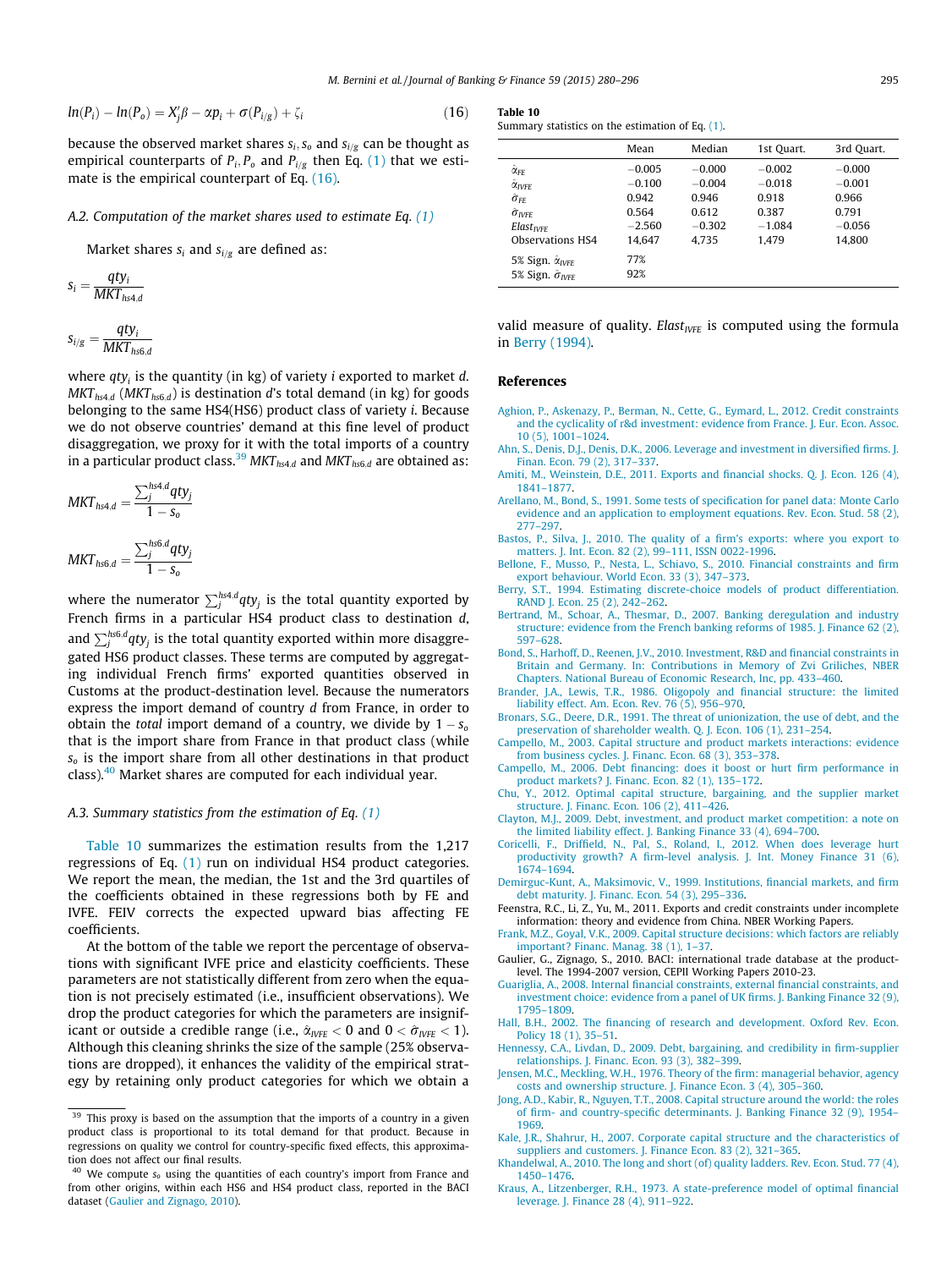$$ln(P_i) - ln(P_o) = X_j'\beta - \alpha p_i + \sigma(P_{i/g}) + \zeta_i \tag{16}$$

because the observed market shares $s_i, s_o$ and $s_{i/g}$ can be thought as empirical counterparts of $P_i, P_o$ and $P_{i/g}$ then Eq. (1) that we estimate is the empirical counterpart of Eq. (16).

### A.2. Computation of the market shares used to estimate Eq. (1)

Market shares $s_i$ and $s_{i/g}$ are defined as:

$$s_i = \frac{qty_i}{MKT_{hs4,d}}$$

$$s_{i/g} = \frac{qty_i}{MKT_{hs6,d}}$$

where $qty_i$ is the quantity (in kg) of variety $i$ exported to market $d$. $MKT_{hs4,d}$ ($MKT_{hs6,d}$) is destination $d$'s total demand (in kg) for goods belonging to the same HS4(HS6) product class of variety $i$. Because we do not observe countries' demand at this fine level of product disaggregation, we proxy for it with the total imports of a country in a particular product class.[39] $MKT_{hs4,d}$ and $MKT_{hs6,d}$ are obtained as:

$$MKT_{hs4,d} = \frac{\sum_j^{hs4,d} qty_j}{1 - s_o}$$

$$MKT_{hs6,d} = \frac{\sum_j^{hs6,d} qty_j}{1 - s_o}$$

where the numerator $\sum_j^{hs4,d} qty_j$ is the total quantity exported by French firms in a particular HS4 product class to destination $d$, and $\sum_j^{hs6,d} qty_j$ is the total quantity exported within more disaggregated HS6 product classes. These terms are computed by aggregating individual French firms' exported quantities observed in Customs at the product-destination level. Because the numerators express the import demand of country $d$ from France, in order to obtain the *total* import demand of a country, we divide by $1 - s_o$ that is the import share from France in that product class (while $s_o$ is the import share from all other destinations in that product class).[40] Market shares are computed for each individual year.

### A.3. Summary statistics from the estimation of Eq. (1)

Table 10 summarizes the estimation results from the 1,217 regressions of Eq. (1) run on individual HS4 product categories. We report the mean, the median, the 1st and the 3rd quartiles of the coefficients obtained in these regressions both by FE and IVFE. FEIV corrects the expected upward bias affecting FE coefficients.

At the bottom of the table we report the percentage of observations with significant IVFE price and elasticity coefficients. These parameters are not statistically different from zero when the equation is not precisely estimated (i.e., insufficient observations). We drop the product categories for which the parameters are insignificant or outside a credible range (i.e., $\hat{\alpha}_{IVFE} < 0$ and $0 < \hat{\sigma}_{IVFE} < 1$). Although this cleaning shrinks the size of the sample (25% observations are dropped), it enhances the validity of the empirical strategy by retaining only product categories for which we obtain a valid measure of quality. $Elast_{IVFE}$ is computed using the formula in Berry (1994).

**Table 10**
Summary statistics on the estimation of Eq. (1).

| | Mean | Median | 1st Quart. | 3rd Quart. |
|---|---|---|---|---|
| $\hat{\alpha}_{FE}$ | −0.005 | −0.000 | −0.002 | −0.000 |
| $\hat{\alpha}_{IVFE}$ | −0.100 | −0.004 | −0.018 | −0.001 |
| $\hat{\sigma}_{FE}$ | 0.942 | 0.946 | 0.918 | 0.966 |
| $\hat{\sigma}_{IVFE}$ | 0.564 | 0.612 | 0.387 | 0.791 |
| $Elast_{IVFE}$ | −2.560 | −0.302 | −1.084 | −0.056 |
| Observations HS4 | 14,647 | 4,735 | 1,479 | 14,800 |
| 5% Sign. $\hat{\alpha}_{IVFE}$ | 77% | | | |
| 5% Sign. $\hat{\sigma}_{IVFE}$ | 92% | | | |

## References

Aghion, P., Askenazy, P., Berman, N., Cette, G., Eymard, L., 2012. Credit constraints and the cyclicality of r&d investment: evidence from France. J. Eur. Econ. Assoc. 10 (5), 1001–1024.

Ahn, S., Denis, D.J., Denis, D.K., 2006. Leverage and investment in diversified firms. J. Finan. Econ. 79 (2), 317–337.

Amiti, M., Weinstein, D.E., 2011. Exports and financial shocks. Q. J. Econ. 126 (4), 1841–1877.

Arellano, M., Bond, S., 1991. Some tests of specification for panel data: Monte Carlo evidence and an application to employment equations. Rev. Econ. Stud. 58 (2), 277–297.

Bastos, P., Silva, J., 2010. The quality of a firm's exports: where you export to matters. J. Int. Econ. 82 (2), 99–111, ISSN 0022-1996.

Bellone, F., Musso, P., Nesta, L., Schiavo, S., 2010. Financial constraints and firm export behaviour. World Econ. 33 (3), 347–373.

Berry, S.T., 1994. Estimating discrete-choice models of product differentiation. RAND J. Econ. 25 (2), 242–262.

Bertrand, M., Schoar, A., Thesmar, D., 2007. Banking deregulation and industry structure: evidence from the French banking reforms of 1985. J. Finance 62 (2), 597–628.

Bond, S., Harhoff, D., Reenen, J.V., 2010. Investment, R&D and financial constraints in Britain and Germany. In: Contributions in Memory of Zvi Griliches, NBER Chapters. National Bureau of Economic Research, Inc, pp. 433–460.

Brander, J.A., Lewis, T.R., 1986. Oligopoly and financial structure: the limited liability effect. Am. Econ. Rev. 76 (5), 956–970.

Bronars, S.G., Deere, D.R., 1991. The threat of unionization, the use of debt, and the preservation of shareholder wealth. Q. J. Econ. 106 (1), 231–254.

Campello, M., 2003. Capital structure and product markets interactions: evidence from business cycles. J. Financ. Econ. 68 (3), 353–378.

Campello, M., 2006. Debt financing: does it boost or hurt firm performance in product markets? J. Financ. Econ. 82 (1), 135–172.

Chu, Y., 2012. Optimal capital structure, bargaining, and the supplier market structure. J. Financ. Econ. 106 (2), 411–426.

Clayton, M.J., 2009. Debt, investment, and product market competition: a note on the limited liability effect. J. Banking Finance 33 (4), 694–700.

Coricelli, F., Driffield, N., Pal, S., Roland, I., 2012. When does leverage hurt productivity growth? A firm-level analysis. J. Int. Money Finance 31 (6), 1674–1694.

Demirguc-Kunt, A., Maksimovic, V., 1999. Institutions, financial markets, and firm debt maturity. J. Financ. Econ. 54 (3), 295–336.

Feenstra, R.C., Li, Z., Yu, M., 2011. Exports and credit constraints under incomplete information: theory and evidence from China. NBER Working Papers.

Frank, M.Z., Goyal, V.K., 2009. Capital structure decisions: which factors are reliably important? Financ. Manag. 38 (1), 1–37.

Gaulier, G., Zignago, S., 2010. BACI: international trade database at the product-level. The 1994-2007 version, CEPII Working Papers 2010-23.

Guariglia, A., 2008. Internal financial constraints, external financial constraints, and investment choice: evidence from a panel of UK firms. J. Banking Finance 32 (9), 1795–1809.

Hall, B.H., 2002. The financing of research and development. Oxford Rev. Econ. Policy 18 (1), 35–51.

Hennessy, C.A., Livdan, D., 2009. Debt, bargaining, and credibility in firm-supplier relationships. J. Financ. Econ. 93 (3), 382–399.

Jensen, M.C., Meckling, W.H., 1976. Theory of the firm: managerial behavior, agency costs and ownership structure. J. Finance Econ. 3 (4), 305–360.

Jong, A.D., Kabir, R., Nguyen, T.T., 2008. Capital structure around the world: the roles of firm- and country-specific determinants. J. Banking Finance 32 (9), 1954–1969.

Kale, J.R., Shahrur, H., 2007. Corporate capital structure and the characteristics of suppliers and customers. J. Finance Econ. 83 (2), 321–365.

Khandelwal, A., 2010. The long and short (of) quality ladders. Rev. Econ. Stud. 77 (4), 1450–1476.

Kraus, A., Litzenberger, R.H., 1973. A state-preference model of optimal financial leverage. J. Finance 28 (4), 911–922.

---

[39] This proxy is based on the assumption that the imports of a country in a given product class is proportional to its total demand for that product. Because in regressions on quality we control for country-specific fixed effects, this approximation does not affect our final results.

[40] We compute $s_o$ using the quantities of each country's import from France and from other origins, within each HS6 and HS4 product class, reported in the BACI dataset (Gaulier and Zignago, 2010).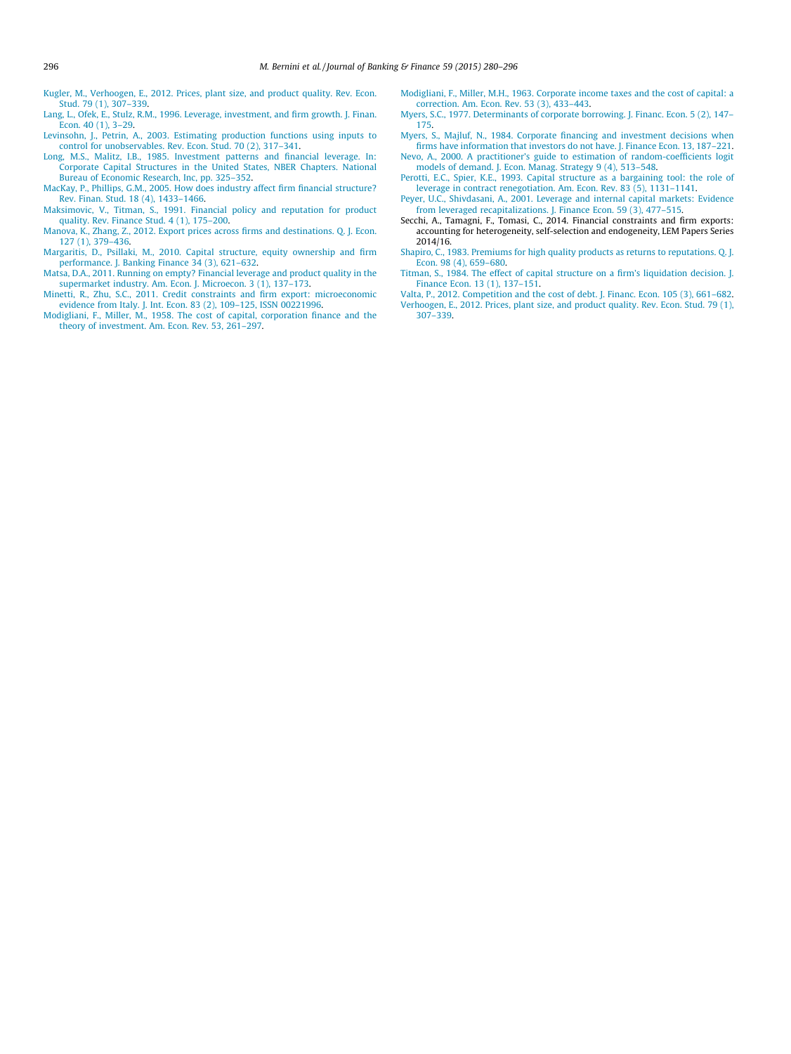Kugler, M., Verhoogen, E., 2012. Prices, plant size, and product quality. Rev. Econ. Stud. 79 (1), 307–339.

Lang, L., Ofek, E., Stulz, R.M., 1996. Leverage, investment, and firm growth. J. Finan. Econ. 40 (1), 3–29.

Levinsohn, J., Petrin, A., 2003. Estimating production functions using inputs to control for unobservables. Rev. Econ. Stud. 70 (2), 317–341.

Long, M.S., Malitz, I.B., 1985. Investment patterns and financial leverage. In: Corporate Capital Structures in the United States, NBER Chapters. National Bureau of Economic Research, Inc, pp. 325–352.

MacKay, P., Phillips, G.M., 2005. How does industry affect firm financial structure? Rev. Finan. Stud. 18 (4), 1433–1466.

Maksimovic, V., Titman, S., 1991. Financial policy and reputation for product quality. Rev. Finance Stud. 4 (1), 175–200.

Manova, K., Zhang, Z., 2012. Export prices across firms and destinations. Q. J. Econ. 127 (1), 379–436.

Margaritis, D., Psillaki, M., 2010. Capital structure, equity ownership and firm performance. J. Banking Finance 34 (3), 621–632.

Matsa, D.A., 2011. Running on empty? Financial leverage and product quality in the supermarket industry. Am. Econ. J. Microecon. 3 (1), 137–173.

Minetti, R., Zhu, S.C., 2011. Credit constraints and firm export: microeconomic evidence from Italy. J. Int. Econ. 83 (2), 109–125, ISSN 00221996.

Modigliani, F., Miller, M., 1958. The cost of capital, corporation finance and the theory of investment. Am. Econ. Rev. 53, 261–297.

Modigliani, F., Miller, M.H., 1963. Corporate income taxes and the cost of capital: a correction. Am. Econ. Rev. 53 (3), 433–443.

Myers, S.C., 1977. Determinants of corporate borrowing. J. Financ. Econ. 5 (2), 147–175.

Myers, S., Majluf, N., 1984. Corporate financing and investment decisions when firms have information that investors do not have. J. Finance Econ. 13, 187–221.

Nevo, A., 2000. A practitioner's guide to estimation of random-coefficients logit models of demand. J. Econ. Manag. Strategy 9 (4), 513–548.

Perotti, E.C., Spier, K.E., 1993. Capital structure as a bargaining tool: the role of leverage in contract renegotiation. Am. Econ. Rev. 83 (5), 1131–1141.

Peyer, U.C., Shivdasani, A., 2001. Leverage and internal capital markets: Evidence from leveraged recapitalizations. J. Finance Econ. 59 (3), 477–515.

Secchi, A., Tamagni, F., Tomasi, C., 2014. Financial constraints and firm exports: accounting for heterogeneity, self-selection and endogeneity, LEM Papers Series 2014/16.

Shapiro, C., 1983. Premiums for high quality products as returns to reputations. Q. J. Econ. 98 (4), 659–680.

Titman, S., 1984. The effect of capital structure on a firm's liquidation decision. J. Finance Econ. 13 (1), 137–151.

Valta, P., 2012. Competition and the cost of debt. J. Financ. Econ. 105 (3), 661–682.

Verhoogen, E., 2012. Prices, plant size, and product quality. Rev. Econ. Stud. 79 (1), 307–339.